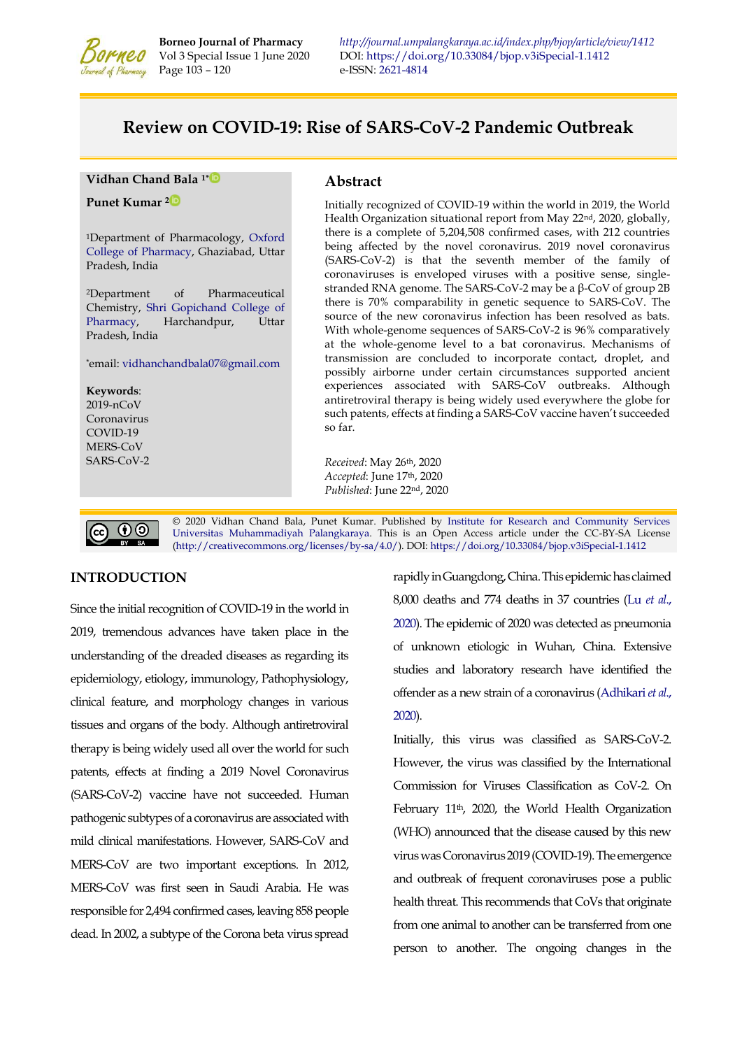# Review on COVID-19: Rise of SARS-CoV-2 Pandemic Outbreak

**Vidhan Chand Bala** [1*]

**Punet Kumar** [2]

[1]Department of Pharmacology, Oxford College of Pharmacy, Ghaziabad, Uttar Pradesh, India

[2]Department of Pharmaceutical Chemistry, Shri Gopichand College of Pharmacy, Harchandpur, Uttar Pradesh, India

*email: vidhanchandbala07@gmail.com

**Keywords**:
2019-nCoV
Coronavirus
COVID-19
MERS-CoV
SARS-CoV-2

## Abstract

Initially recognized of COVID-19 within the world in 2019, the World Health Organization situational report from May 22nd, 2020, globally, there is a complete of 5,204,508 confirmed cases, with 212 countries being affected by the novel coronavirus. 2019 novel coronavirus (SARS-CoV-2) is that the seventh member of the family of coronaviruses is enveloped viruses with a positive sense, single-stranded RNA genome. The SARS-CoV-2 may be a β-CoV of group 2B there is 70% comparability in genetic sequence to SARS-CoV. The source of the new coronavirus infection has been resolved as bats. With whole-genome sequences of SARS-CoV-2 is 96% comparatively at the whole-genome level to a bat coronavirus. Mechanisms of transmission are concluded to incorporate contact, droplet, and possibly airborne under certain circumstances supported ancient experiences associated with SARS-CoV outbreaks. Although antiretroviral therapy is being widely used everywhere the globe for such patents, effects at finding a SARS-CoV vaccine haven't succeeded so far.

*Received*: May 26th, 2020
*Accepted*: June 17th, 2020
*Published*: June 22nd, 2020

© 2020 Vidhan Chand Bala, Punet Kumar. Published by Institute for Research and Community Services Universitas Muhammadiyah Palangkaraya. This is an Open Access article under the CC-BY-SA License (http://creativecommons.org/licenses/by-sa/4.0/). DOI: https://doi.org/10.33084/bjop.v3iSpecial-1.1412

## INTRODUCTION

Since the initial recognition of COVID-19 in the world in 2019, tremendous advances have taken place in the understanding of the dreaded diseases as regarding its epidemiology, etiology, immunology, Pathophysiology, clinical feature, and morphology changes in various tissues and organs of the body. Although antiretroviral therapy is being widely used all over the world for such patents, effects at finding a 2019 Novel Coronavirus (SARS-CoV-2) vaccine have not succeeded. Human pathogenic subtypes of a coronavirus are associated with mild clinical manifestations. However, SARS-CoV and MERS-CoV are two important exceptions. In 2012, MERS-CoV was first seen in Saudi Arabia. He was responsible for 2,494 confirmed cases, leaving 858 people dead. In 2002, a subtype of the Corona beta virus spread rapidly in Guangdong, China. This epidemic has claimed 8,000 deaths and 774 deaths in 37 countries (Lu *et al*., 2020). The epidemic of 2020 was detected as pneumonia of unknown etiologic in Wuhan, China. Extensive studies and laboratory research have identified the offender as a new strain of a coronavirus (Adhikari *et al*., 2020).

Initially, this virus was classified as SARS-CoV-2. However, the virus was classified by the International Commission for Viruses Classification as CoV-2. On February 11th, 2020, the World Health Organization (WHO) announced that the disease caused by this new virus was Coronavirus 2019 (COVID-19). The emergence and outbreak of frequent coronaviruses pose a public health threat. This recommends that CoVs that originate from one animal to another can be transferred from one person to another. The ongoing changes in the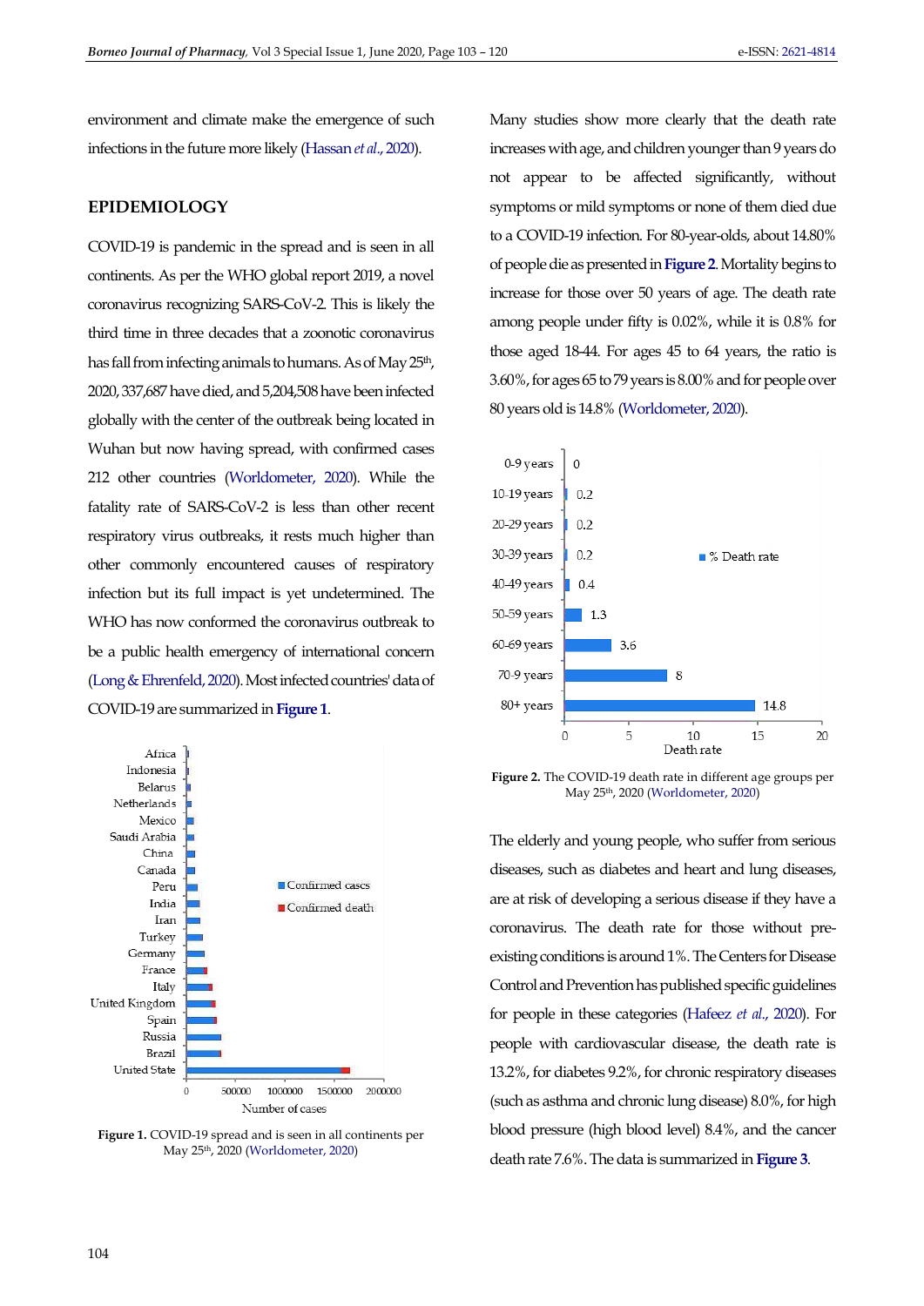environment and climate make the emergence of such infections in the future more likely (Hassan *et al*., 2020).

## EPIDEMIOLOGY

COVID-19 is pandemic in the spread and is seen in all continents. As per the WHO global report 2019, a novel coronavirus recognizing SARS-CoV-2. This is likely the third time in three decades that a zoonotic coronavirus has fall from infecting animals to humans. As of May 25th, 2020, 337,687 have died, and 5,204,508 have been infected globally with the center of the outbreak being located in Wuhan but now having spread, with confirmed cases 212 other countries (Worldometer, 2020). While the fatality rate of SARS-CoV-2 is less than other recent respiratory virus outbreaks, it rests much higher than other commonly encountered causes of respiratory infection but its full impact is yet undetermined. The WHO has now conformed the coronavirus outbreak to be a public health emergency of international concern (Long & Ehrenfeld, 2020). Most infected countries' data of COVID-19 are summarized in **Figure 1**.

**Figure 1.** COVID-19 spread and is seen in all continents per May 25th, 2020 (Worldometer, 2020)

Many studies show more clearly that the death rate increases with age, and children younger than 9 years do not appear to be affected significantly, without symptoms or mild symptoms or none of them died due to a COVID-19 infection. For 80-year-olds, about 14.80% of people die as presented in **Figure 2**. Mortality begins to increase for those over 50 years of age. The death rate among people under fifty is 0.02%, while it is 0.8% for those aged 18-44. For ages 45 to 64 years, the ratio is 3.60%, for ages 65 to 79 years is 8.00% and for people over 80 years old is 14.8% (Worldometer, 2020).

**Figure 2.** The COVID-19 death rate in different age groups per May 25th, 2020 (Worldometer, 2020)

The elderly and young people, who suffer from serious diseases, such as diabetes and heart and lung diseases, are at risk of developing a serious disease if they have a coronavirus. The death rate for those without pre-existing conditions is around 1%. The Centers for Disease Control and Prevention has published specific guidelines for people in these categories (Hafeez *et al*., 2020). For people with cardiovascular disease, the death rate is 13.2%, for diabetes 9.2%, for chronic respiratory diseases (such as asthma and chronic lung disease) 8.0%, for high blood pressure (high blood level) 8.4%, and the cancer death rate 7.6%. The data is summarized in **Figure 3**.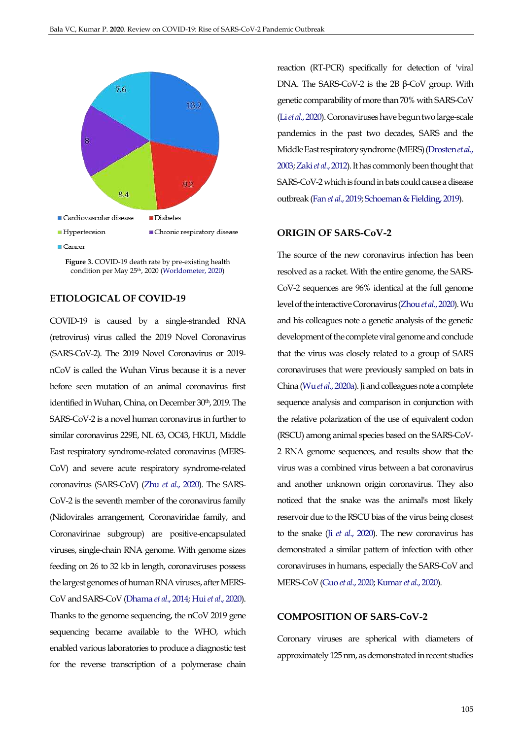Figure 3. COVID-19 death rate by pre-existing health condition per May 25th, 2020 (Worldometer, 2020)

## ETIOLOGICAL OF COVID-19

COVID-19 is caused by a single-stranded RNA (retrovirus) virus called the 2019 Novel Coronavirus (SARS-CoV-2). The 2019 Novel Coronavirus or 2019-nCoV is called the Wuhan Virus because it is a never before seen mutation of an animal coronavirus first identified in Wuhan, China, on December 30th, 2019. The SARS-CoV-2 is a novel human coronavirus in further to similar coronavirus 229E, NL 63, OC43, HKU1, Middle East respiratory syndrome-related coronavirus (MERS-CoV) and severe acute respiratory syndrome-related coronavirus (SARS-CoV) (Zhu *et al.*, 2020). The SARS-CoV-2 is the seventh member of the coronavirus family (Nidovirales arrangement, Coronaviridae family, and Coronavirinae subgroup) are positive-encapsulated viruses, single-chain RNA genome. With genome sizes feeding on 26 to 32 kb in length, coronaviruses possess the largest genomes of human RNA viruses, after MERS-CoV and SARS-CoV (Dhama *et al.*, 2014; Hui *et al.*, 2020). Thanks to the genome sequencing, the nCoV 2019 gene sequencing became available to the WHO, which enabled various laboratories to produce a diagnostic test for the reverse transcription of a polymerase chain reaction (RT-PCR) specifically for detection of 'viral DNA. The SARS-CoV-2 is the 2B β-CoV group. With genetic comparability of more than 70% with SARS-CoV (Li *et al.*, 2020). Coronaviruses have begun two large-scale pandemics in the past two decades, SARS and the Middle East respiratory syndrome (MERS) (Drosten *et al.*, 2003; Zaki *et al.*, 2012). It has commonly been thought that SARS-CoV-2 which is found in bats could cause a disease outbreak (Fan *et al.*, 2019; Schoeman & Fielding, 2019).

## ORIGIN OF SARS-CoV-2

The source of the new coronavirus infection has been resolved as a racket. With the entire genome, the SARS-CoV-2 sequences are 96% identical at the full genome level of the interactive Coronavirus (Zhou *et al.*, 2020). Wu and his colleagues note a genetic analysis of the genetic development of the complete viral genome and conclude that the virus was closely related to a group of SARS coronaviruses that were previously sampled on bats in China (Wu *et al.*, 2020a). Ji and colleagues note a complete sequence analysis and comparison in conjunction with the relative polarization of the use of equivalent codon (RSCU) among animal species based on the SARS-CoV-2 RNA genome sequences, and results show that the virus was a combined virus between a bat coronavirus and another unknown origin coronavirus. They also noticed that the snake was the animal's most likely reservoir due to the RSCU bias of the virus being closest to the snake (Ji *et al.*, 2020). The new coronavirus has demonstrated a similar pattern of infection with other coronaviruses in humans, especially the SARS-CoV and MERS-CoV (Guo *et al.*, 2020; Kumar *et al.*, 2020).

## COMPOSITION OF SARS-CoV-2

Coronary viruses are spherical with diameters of approximately 125 nm, as demonstrated in recent studies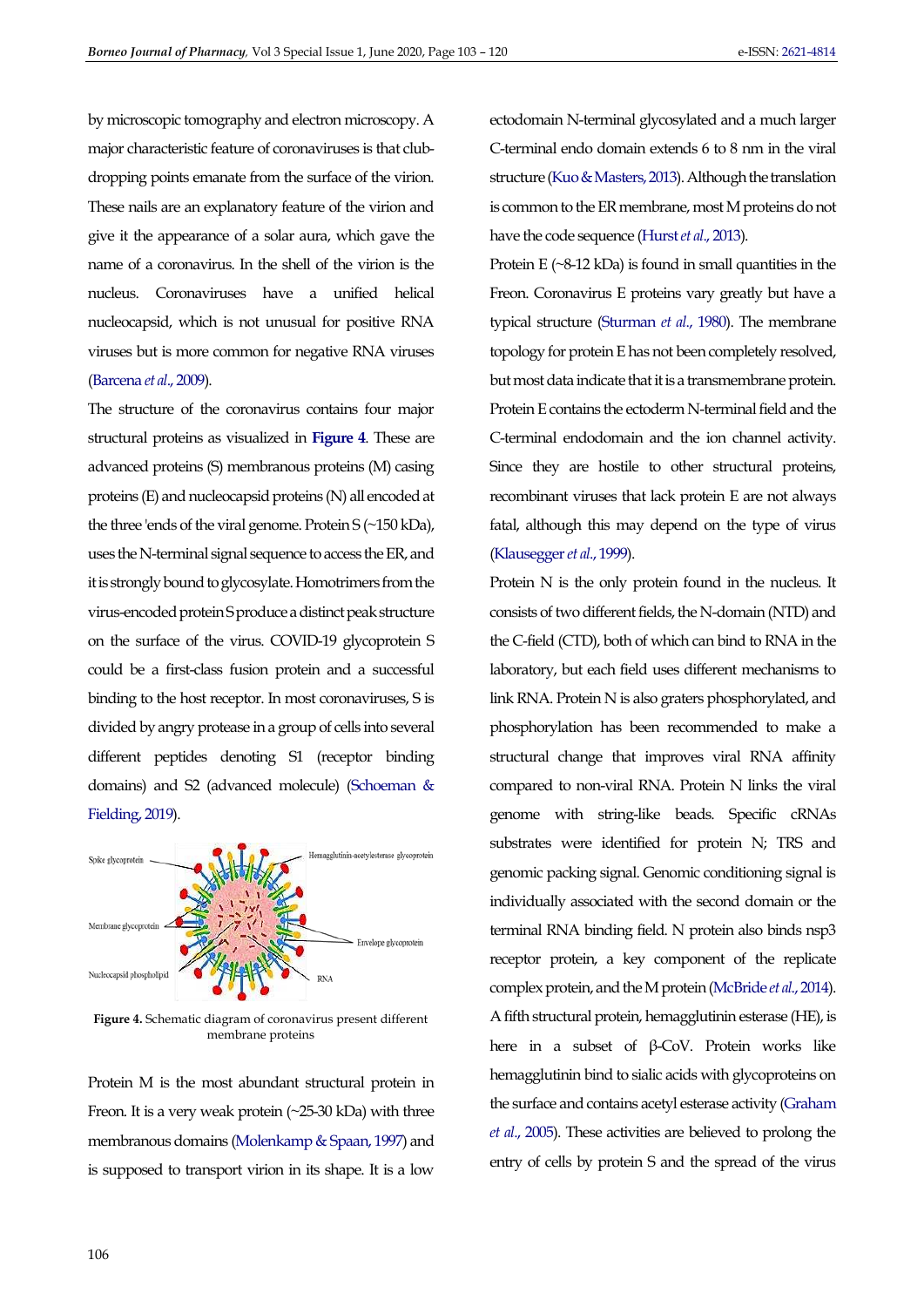by microscopic tomography and electron microscopy. A major characteristic feature of coronaviruses is that club-dropping points emanate from the surface of the virion. These nails are an explanatory feature of the virion and give it the appearance of a solar aura, which gave the name of a coronavirus. In the shell of the virion is the nucleus. Coronaviruses have a unified helical nucleocapsid, which is not unusual for positive RNA viruses but is more common for negative RNA viruses (Barcena *et al*., 2009).

The structure of the coronavirus contains four major structural proteins as visualized in **Figure 4**. These are advanced proteins (S) membranous proteins (M) casing proteins (E) and nucleocapsid proteins (N) all encoded at the three 'ends of the viral genome. Protein S (~150 kDa), uses the N-terminal signal sequence to access the ER, and it is strongly bound to glycosylate. Homotrimers from the virus-encoded protein S produce a distinct peak structure on the surface of the virus. COVID-19 glycoprotein S could be a first-class fusion protein and a successful binding to the host receptor. In most coronaviruses, S is divided by angry protease in a group of cells into several different peptides denoting S1 (receptor binding domains) and S2 (advanced molecule) (Schoeman & Fielding, 2019).

**Figure 4.** Schematic diagram of coronavirus present different membrane proteins

Protein M is the most abundant structural protein in Freon. It is a very weak protein (~25-30 kDa) with three membranous domains (Molenkamp & Spaan, 1997) and is supposed to transport virion in its shape. It is a low ectodomain N-terminal glycosylated and a much larger C-terminal endo domain extends 6 to 8 nm in the viral structure (Kuo & Masters, 2013). Although the translation is common to the ER membrane, most M proteins do not have the code sequence (Hurst *et al*., 2013).

Protein E (~8-12 kDa) is found in small quantities in the Freon. Coronavirus E proteins vary greatly but have a typical structure (Sturman *et al*., 1980). The membrane topology for protein E has not been completely resolved, but most data indicate that it is a transmembrane protein. Protein E contains the ectoderm N-terminal field and the C-terminal endodomain and the ion channel activity. Since they are hostile to other structural proteins, recombinant viruses that lack protein E are not always fatal, although this may depend on the type of virus (Klausegger *et al*., 1999).

Protein N is the only protein found in the nucleus. It consists of two different fields, the N-domain (NTD) and the C-field (CTD), both of which can bind to RNA in the laboratory, but each field uses different mechanisms to link RNA. Protein N is also graters phosphorylated, and phosphorylation has been recommended to make a structural change that improves viral RNA affinity compared to non-viral RNA. Protein N links the viral genome with string-like beads. Specific cRNAs substrates were identified for protein N; TRS and genomic packing signal. Genomic conditioning signal is individually associated with the second domain or the terminal RNA binding field. N protein also binds nsp3 receptor protein, a key component of the replicate complex protein, and the M protein (McBride *et al*., 2014).

A fifth structural protein, hemagglutinin esterase (HE), is here in a subset of β-CoV. Protein works like hemagglutinin bind to sialic acids with glycoproteins on the surface and contains acetyl esterase activity (Graham *et al*., 2005). These activities are believed to prolong the entry of cells by protein S and the spread of the virus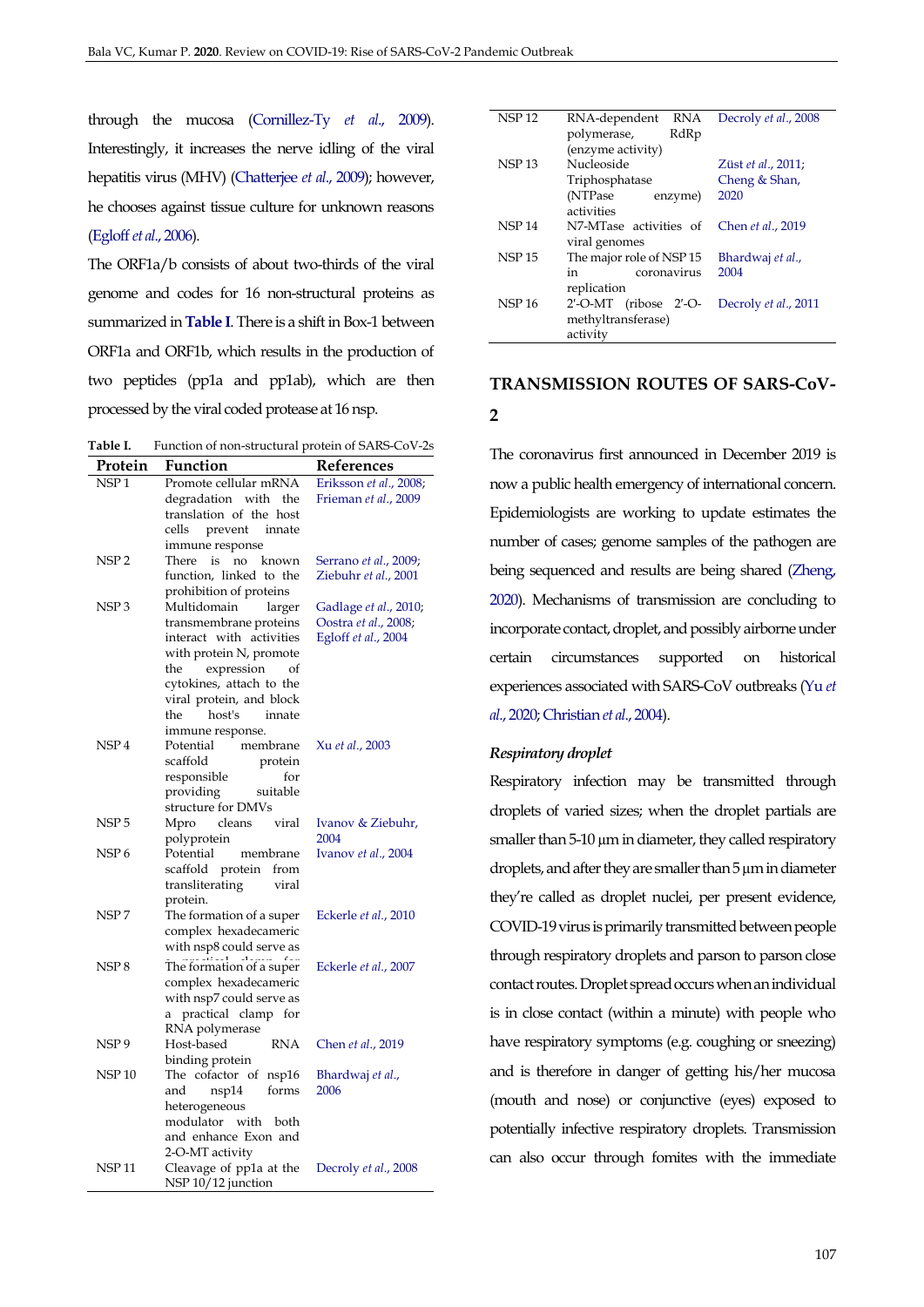through the mucosa (Cornillez-Ty *et al*., 2009). Interestingly, it increases the nerve idling of the viral hepatitis virus (MHV) (Chatterjee *et al*., 2009); however, he chooses against tissue culture for unknown reasons (Egloff *et al*., 2006).

The ORF1a/b consists of about two-thirds of the viral genome and codes for 16 non-structural proteins as summarized in **Table I**. There is a shift in Box-1 between ORF1a and ORF1b, which results in the production of two peptides (pp1a and pp1ab), which are then processed by the viral coded protease at 16 nsp.

**Table I.** Function of non-structural protein of SARS-CoV-2s

| Protein | Function | References |
|---|---|---|
| NSP 1 | Promote cellular mRNA degradation with the translation of the host cells prevent innate immune response | Eriksson *et al*., 2008; Frieman *et al*., 2009 |
| NSP 2 | There is no known function, linked to the prohibition of proteins | Serrano *et al*., 2009; Ziebuhr *et al*., 2001 |
| NSP 3 | Multidomain larger transmembrane proteins interact with activities with protein N, promote the expression of cytokines, attach to the viral protein, and block the host's innate immune response. | Gadlage *et al*., 2010; Oostra *et al*., 2008; Egloff *et al*., 2004 |
| NSP 4 | Potential membrane scaffold protein responsible for providing suitable structure for DMVs | Xu *et al*., 2003 |
| NSP 5 | Mpro cleans viral polyprotein | Ivanov & Ziebuhr, 2004 |
| NSP 6 | Potential membrane scaffold protein from transliterating viral protein. | Ivanov *et al*., 2004 |
| NSP 7 | The formation of a super complex hexadecameric with nsp8 could serve as a practical clamp for | Eckerle *et al*., 2010 |
| NSP 8 | The formation of a super complex hexadecameric with nsp7 could serve as a practical clamp for RNA polymerase | Eckerle *et al*., 2007 |
| NSP 9 | Host-based RNA binding protein | Chen *et al*., 2019 |
| NSP 10 | The cofactor of nsp16 and nsp14 forms heterogeneous modulator with both and enhance Exon and 2-O-MT activity | Bhardwaj *et al*., 2006 |
| NSP 11 | Cleavage of pp1a at the NSP 10/12 junction | Decroly *et al*., 2008 |
| NSP 12 | RNA-dependent RNA polymerase, RdRp (enzyme activity) | Decroly *et al*., 2008 |
| NSP 13 | Nucleoside Triphosphatase (NTPase enzyme) activities | Züst *et al*., 2011; Cheng & Shan, 2020 |
| NSP 14 | N7-MTase activities of viral genomes | Chen *et al*., 2019 |
| NSP 15 | The major role of NSP 15 in coronavirus replication | Bhardwaj *et al*., 2004 |
| NSP 16 | 2'-O-MT (ribose 2'-O-methyltransferase) activity | Decroly *et al*., 2011 |

## TRANSMISSION ROUTES OF SARS-CoV-2

The coronavirus first announced in December 2019 is now a public health emergency of international concern. Epidemiologists are working to update estimates the number of cases; genome samples of the pathogen are being sequenced and results are being shared (Zheng, 2020). Mechanisms of transmission are concluding to incorporate contact, droplet, and possibly airborne under certain circumstances supported on historical experiences associated with SARS-CoV outbreaks (Yu *et al*., 2020; Christian *et al*., 2004).

### *Respiratory droplet*

Respiratory infection may be transmitted through droplets of varied sizes; when the droplet partials are smaller than 5-10 µm in diameter, they called respiratory droplets, and after they are smaller than 5 µm in diameter they're called as droplet nuclei, per present evidence, COVID-19 virus is primarily transmitted between people through respiratory droplets and parson to parson close contact routes. Droplet spread occurs when an individual is in close contact (within a minute) with people who have respiratory symptoms (e.g. coughing or sneezing) and is therefore in danger of getting his/her mucosa (mouth and nose) or conjunctive (eyes) exposed to potentially infective respiratory droplets. Transmission can also occur through fomites with the immediate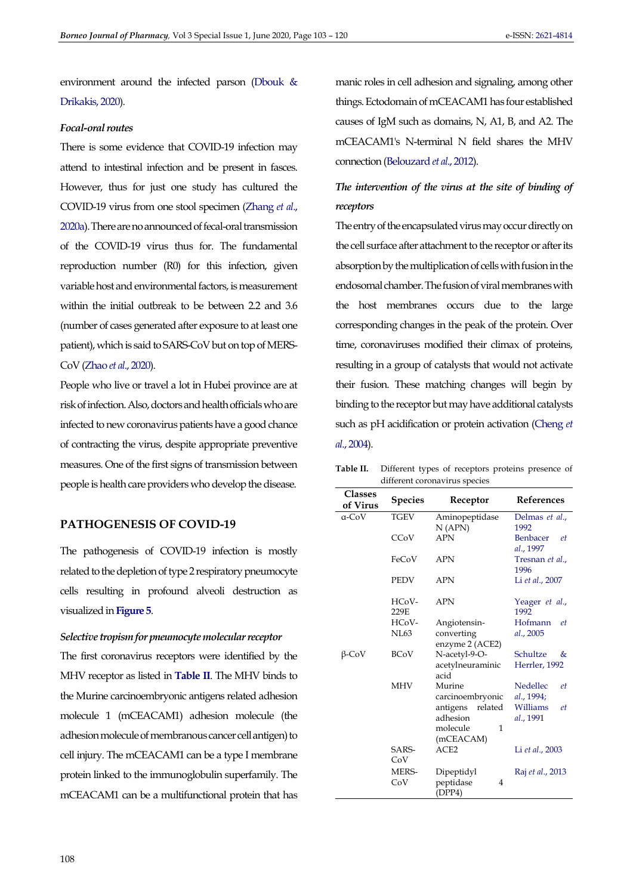environment around the infected parson (Dbouk & Drikakis, 2020).

### *Focal-oral routes*

There is some evidence that COVID-19 infection may attend to intestinal infection and be present in fasces. However, thus for just one study has cultured the COVID-19 virus from one stool specimen (Zhang *et al*., 2020a). There are no announced of fecal-oral transmission of the COVID-19 virus thus for. The fundamental reproduction number (R0) for this infection, given variable host and environmental factors, is measurement within the initial outbreak to be between 2.2 and 3.6 (number of cases generated after exposure to at least one patient), which is said to SARS-CoV but on top of MERS-CoV (Zhao *et al*., 2020).

People who live or travel a lot in Hubei province are at risk of infection. Also, doctors and health officials who are infected to new coronavirus patients have a good chance of contracting the virus, despite appropriate preventive measures. One of the first signs of transmission between people is health care providers who develop the disease.

## PATHOGENESIS OF COVID-19

The pathogenesis of COVID-19 infection is mostly related to the depletion of type 2 respiratory pneumocyte cells resulting in profound alveoli destruction as visualized in **Figure 5**.

### *Selective tropism for pneumocyte molecular receptor*

The first coronavirus receptors were identified by the MHV receptor as listed in **Table II**. The MHV binds to the Murine carcinoembryonic antigens related adhesion molecule 1 (mCEACAM1) adhesion molecule (the adhesion molecule of membranous cancer cell antigen) to cell injury. The mCEACAM1 can be a type I membrane protein linked to the immunoglobulin superfamily. The mCEACAM1 can be a multifunctional protein that has manic roles in cell adhesion and signaling, among other things. Ectodomain of mCEACAM1 has four established causes of IgM such as domains, N, A1, B, and A2. The mCEACAM1's N-terminal N field shares the MHV connection (Belouzard *et al*., 2012).

### *The intervention of the virus at the site of binding of receptors*

The entry of the encapsulated virus may occur directly on the cell surface after attachment to the receptor or after its absorption by the multiplication of cells with fusion in the endosomal chamber. The fusion of viral membranes with the host membranes occurs due to the large corresponding changes in the peak of the protein. Over time, coronaviruses modified their climax of proteins, resulting in a group of catalysts that would not activate their fusion. These matching changes will begin by binding to the receptor but may have additional catalysts such as pH acidification or protein activation (Cheng *et al*., 2004).

**Table II.** Different types of receptors proteins presence of different coronavirus species

| Classes of Virus | Species | Receptor | References |
|---|---|---|---|
| α-CoV | TGEV | Aminopeptidase N (APN) | Delmas *et al*., 1992 |
| | CCoV | APN | Benbacer *et al*., 1997 |
| | FeCoV | APN | Tresnan *et al*., 1996 |
| | PEDV | APN | Li *et al*., 2007 |
| | HCoV-229E | APN | Yeager *et al*., 1992 |
| | HCoV-NL63 | Angiotensin-converting enzyme 2 (ACE2) | Hofmann *et al*., 2005 |
| β-CoV | BCoV | N-acetyl-9-O-acetylneuraminic acid | Schultze & Herrler, 1992 |
| | MHV | Murine carcinoembryonic antigens related adhesion molecule 1 (mCEACAM) | Nedellec *et al*., 1994; Williams *et al*., 1991 |
| | SARS-CoV | ACE2 | Li *et al*., 2003 |
| | MERS-CoV | Dipeptidyl peptidase 4 (DPP4) | Raj *et al*., 2013 |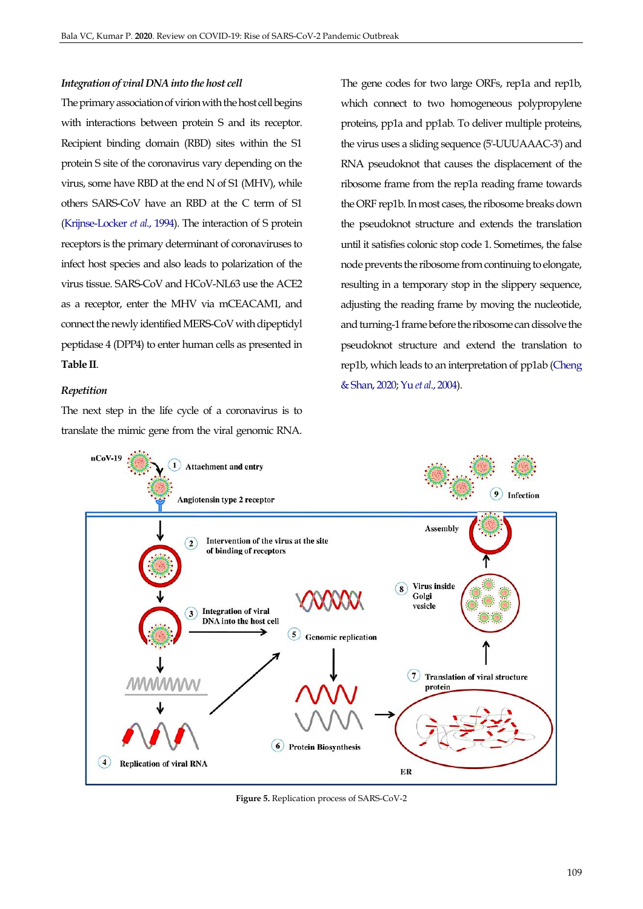### *Integration of viral DNA into the host cell*

The primary association of virion with the host cell begins with interactions between protein S and its receptor. Recipient binding domain (RBD) sites within the S1 protein S site of the coronavirus vary depending on the virus, some have RBD at the end N of S1 (MHV), while others SARS-CoV have an RBD at the C term of S1 (Krijnse-Locker *et al.*, 1994). The interaction of S protein receptors is the primary determinant of coronaviruses to infect host species and also leads to polarization of the virus tissue. SARS-CoV and HCoV-NL63 use the ACE2 as a receptor, enter the MHV via mCEACAM1, and connect the newly identified MERS-CoV with dipeptidyl peptidase 4 (DPP4) to enter human cells as presented in **Table II**.

### *Repetition*

The next step in the life cycle of a coronavirus is to translate the mimic gene from the viral genomic RNA. The gene codes for two large ORFs, rep1a and rep1b, which connect to two homogeneous polypropylene proteins, pp1a and pp1ab. To deliver multiple proteins, the virus uses a sliding sequence (5'-UUUAAAC-3') and RNA pseudoknot that causes the displacement of the ribosome frame from the rep1a reading frame towards the ORF rep1b. In most cases, the ribosome breaks down the pseudoknot structure and extends the translation until it satisfies colonic stop code 1. Sometimes, the false node prevents the ribosome from continuing to elongate, resulting in a temporary stop in the slippery sequence, adjusting the reading frame by moving the nucleotide, and turning-1 frame before the ribosome can dissolve the pseudoknot structure and extend the translation to rep1b, which leads to an interpretation of pp1ab (Cheng & Shan, 2020; Yu *et al.*, 2004).

**Figure 5.** Replication process of SARS-CoV-2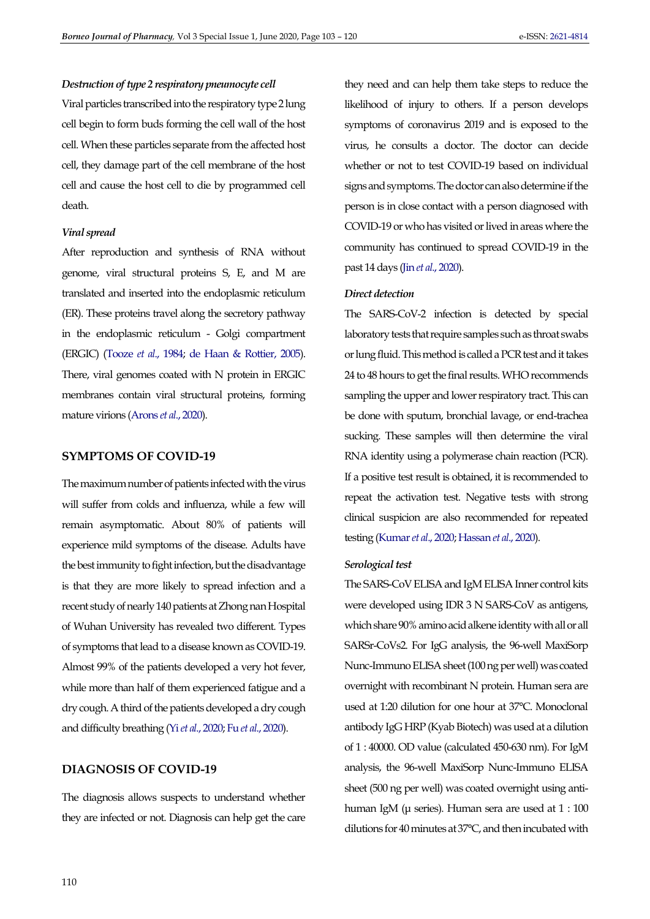### *Destruction of type 2 respiratory pneumocyte cell*

Viral particles transcribed into the respiratory type 2 lung cell begin to form buds forming the cell wall of the host cell. When these particles separate from the affected host cell, they damage part of the cell membrane of the host cell and cause the host cell to die by programmed cell death.

### *Viral spread*

After reproduction and synthesis of RNA without genome, viral structural proteins S, E, and M are translated and inserted into the endoplasmic reticulum (ER). These proteins travel along the secretory pathway in the endoplasmic reticulum - Golgi compartment (ERGIC) (Tooze *et al*., 1984; de Haan & Rottier, 2005). There, viral genomes coated with N protein in ERGIC membranes contain viral structural proteins, forming mature virions (Arons *et al*., 2020).

## SYMPTOMS OF COVID-19

The maximum number of patients infected with the virus will suffer from colds and influenza, while a few will remain asymptomatic. About 80% of patients will experience mild symptoms of the disease. Adults have the best immunity to fight infection, but the disadvantage is that they are more likely to spread infection and a recent study of nearly 140 patients at Zhong nan Hospital of Wuhan University has revealed two different. Types of symptoms that lead to a disease known as COVID-19. Almost 99% of the patients developed a very hot fever, while more than half of them experienced fatigue and a dry cough. A third of the patients developed a dry cough and difficulty breathing (Yi *et al*., 2020; Fu *et al*., 2020).

## DIAGNOSIS OF COVID-19

The diagnosis allows suspects to understand whether they are infected or not. Diagnosis can help get the care they need and can help them take steps to reduce the likelihood of injury to others. If a person develops symptoms of coronavirus 2019 and is exposed to the virus, he consults a doctor. The doctor can decide whether or not to test COVID-19 based on individual signs and symptoms. The doctor can also determine if the person is in close contact with a person diagnosed with COVID-19 or who has visited or lived in areas where the community has continued to spread COVID-19 in the past 14 days (Jin *et al*., 2020).

### *Direct detection*

The SARS-CoV-2 infection is detected by special laboratory tests that require samples such as throat swabs or lung fluid. This method is called a PCR test and it takes 24 to 48 hours to get the final results. WHO recommends sampling the upper and lower respiratory tract. This can be done with sputum, bronchial lavage, or end-trachea sucking. These samples will then determine the viral RNA identity using a polymerase chain reaction (PCR). If a positive test result is obtained, it is recommended to repeat the activation test. Negative tests with strong clinical suspicion are also recommended for repeated testing (Kumar *et al*., 2020; Hassan *et al*., 2020).

### *Serological test*

The SARS-CoV ELISA and IgM ELISA Inner control kits were developed using IDR 3 N SARS-CoV as antigens, which share 90% amino acid alkene identity with all or all SARSr-CoVs2. For IgG analysis, the 96-well MaxiSorp Nunc-Immuno ELISA sheet (100 ng per well) was coated overnight with recombinant N protein. Human sera are used at 1:20 dilution for one hour at 37°C. Monoclonal antibody IgG HRP (Kyab Biotech) was used at a dilution of 1 : 40000. OD value (calculated 450-630 nm). For IgM analysis, the 96-well MaxiSorp Nunc-Immuno ELISA sheet (500 ng per well) was coated overnight using anti-human IgM (µ series). Human sera are used at 1 : 100 dilutions for 40 minutes at 37°C, and then incubated with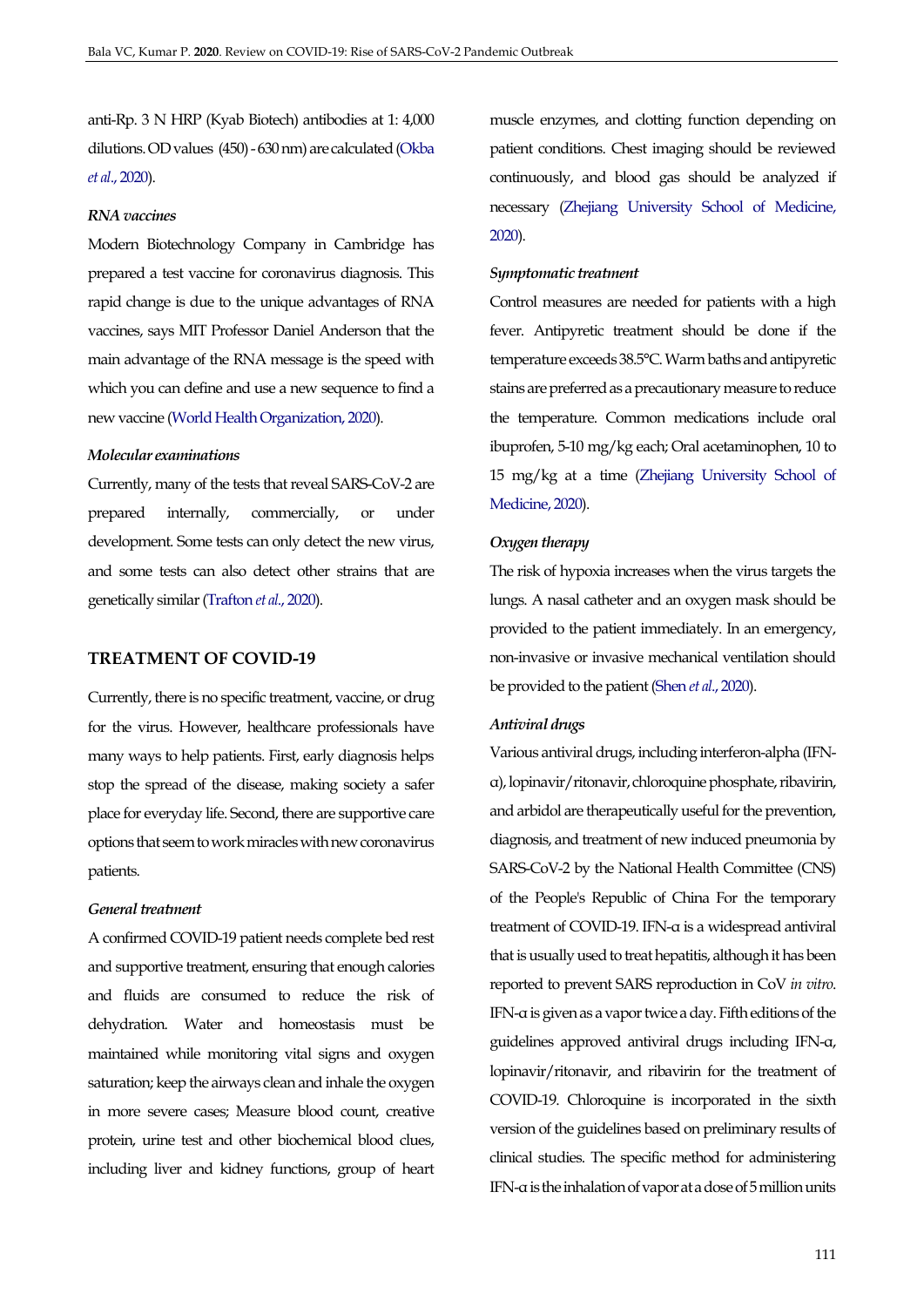anti-Rp. 3 N HRP (Kyab Biotech) antibodies at 1: 4,000 dilutions. OD values (450) - 630 nm) are calculated (Okba *et al*., 2020).

#### *RNA vaccines*

Modern Biotechnology Company in Cambridge has prepared a test vaccine for coronavirus diagnosis. This rapid change is due to the unique advantages of RNA vaccines, says MIT Professor Daniel Anderson that the main advantage of the RNA message is the speed with which you can define and use a new sequence to find a new vaccine (World Health Organization, 2020).

#### *Molecular examinations*

Currently, many of the tests that reveal SARS-CoV-2 are prepared internally, commercially, or under development. Some tests can only detect the new virus, and some tests can also detect other strains that are genetically similar (Trafton *et al*., 2020).

## TREATMENT OF COVID-19

Currently, there is no specific treatment, vaccine, or drug for the virus. However, healthcare professionals have many ways to help patients. First, early diagnosis helps stop the spread of the disease, making society a safer place for everyday life. Second, there are supportive care options that seem to work miracles with new coronavirus patients.

#### *General treatment*

A confirmed COVID-19 patient needs complete bed rest and supportive treatment, ensuring that enough calories and fluids are consumed to reduce the risk of dehydration. Water and homeostasis must be maintained while monitoring vital signs and oxygen saturation; keep the airways clean and inhale the oxygen in more severe cases; Measure blood count, creative protein, urine test and other biochemical blood clues, including liver and kidney functions, group of heart muscle enzymes, and clotting function depending on patient conditions. Chest imaging should be reviewed continuously, and blood gas should be analyzed if necessary (Zhejiang University School of Medicine, 2020).

#### *Symptomatic treatment*

Control measures are needed for patients with a high fever. Antipyretic treatment should be done if the temperature exceeds 38.5°C. Warm baths and antipyretic stains are preferred as a precautionary measure to reduce the temperature. Common medications include oral ibuprofen, 5-10 mg/kg each; Oral acetaminophen, 10 to 15 mg/kg at a time (Zhejiang University School of Medicine, 2020).

#### *Oxygen therapy*

The risk of hypoxia increases when the virus targets the lungs. A nasal catheter and an oxygen mask should be provided to the patient immediately. In an emergency, non-invasive or invasive mechanical ventilation should be provided to the patient (Shen *et al*., 2020).

#### *Antiviral drugs*

Various antiviral drugs, including interferon-alpha (IFN-α), lopinavir/ritonavir, chloroquine phosphate, ribavirin, and arbidol are therapeutically useful for the prevention, diagnosis, and treatment of new induced pneumonia by SARS-CoV-2 by the National Health Committee (CNS) of the People's Republic of China For the temporary treatment of COVID-19. IFN-α is a widespread antiviral that is usually used to treat hepatitis, although it has been reported to prevent SARS reproduction in CoV *in vitro*. IFN-α is given as a vapor twice a day. Fifth editions of the guidelines approved antiviral drugs including IFN-α, lopinavir/ritonavir, and ribavirin for the treatment of COVID-19. Chloroquine is incorporated in the sixth version of the guidelines based on preliminary results of clinical studies. The specific method for administering IFN-α is the inhalation of vapor at a dose of 5 million units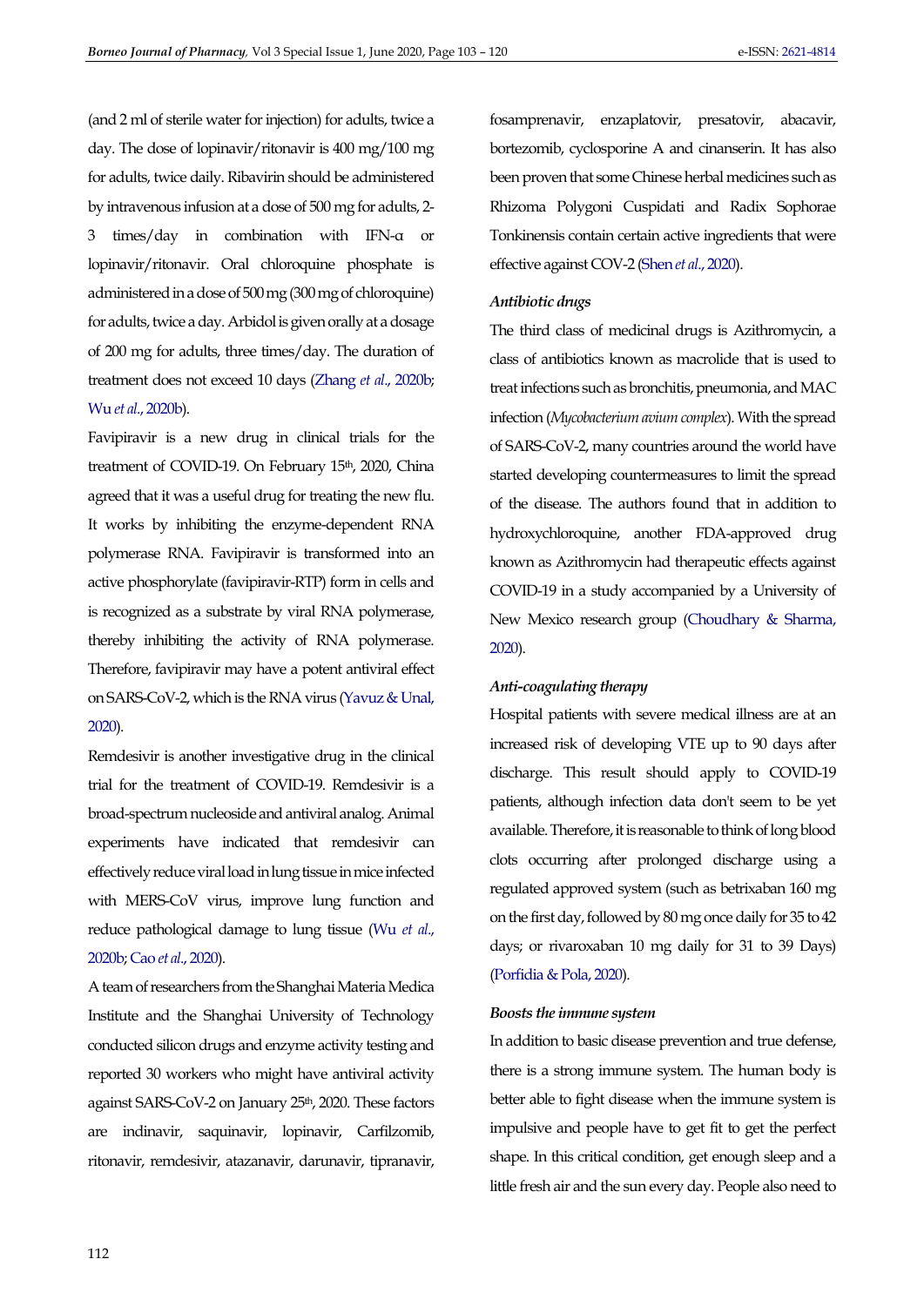(and 2 ml of sterile water for injection) for adults, twice a day. The dose of lopinavir/ritonavir is 400 mg/100 mg for adults, twice daily. Ribavirin should be administered by intravenous infusion at a dose of 500 mg for adults, 2-3 times/day in combination with IFN-α or lopinavir/ritonavir. Oral chloroquine phosphate is administered in a dose of 500 mg (300 mg of chloroquine) for adults, twice a day. Arbidol is given orally at a dosage of 200 mg for adults, three times/day. The duration of treatment does not exceed 10 days (Zhang *et al*., 2020b; Wu *et al*., 2020b).

Favipiravir is a new drug in clinical trials for the treatment of COVID-19. On February 15th, 2020, China agreed that it was a useful drug for treating the new flu. It works by inhibiting the enzyme-dependent RNA polymerase RNA. Favipiravir is transformed into an active phosphorylate (favipiravir-RTP) form in cells and is recognized as a substrate by viral RNA polymerase, thereby inhibiting the activity of RNA polymerase. Therefore, favipiravir may have a potent antiviral effect on SARS-CoV-2, which is the RNA virus (Yavuz & Unal, 2020).

Remdesivir is another investigative drug in the clinical trial for the treatment of COVID-19. Remdesivir is a broad-spectrum nucleoside and antiviral analog. Animal experiments have indicated that remdesivir can effectively reduce viral load in lung tissue in mice infected with MERS-CoV virus, improve lung function and reduce pathological damage to lung tissue (Wu *et al*., 2020b; Cao *et al*., 2020).

A team of researchers from the Shanghai Materia Medica Institute and the Shanghai University of Technology conducted silicon drugs and enzyme activity testing and reported 30 workers who might have antiviral activity against SARS-CoV-2 on January 25th, 2020. These factors are indinavir, saquinavir, lopinavir, Carfilzomib, ritonavir, remdesivir, atazanavir, darunavir, tipranavir, fosamprenavir, enzaplatovir, presatovir, abacavir, bortezomib, cyclosporine A and cinanserin. It has also been proven that some Chinese herbal medicines such as Rhizoma Polygoni Cuspidati and Radix Sophorae Tonkinensis contain certain active ingredients that were effective against COV-2 (Shen *et al*., 2020).

### *Antibiotic drugs*

The third class of medicinal drugs is Azithromycin, a class of antibiotics known as macrolide that is used to treat infections such as bronchitis, pneumonia, and MAC infection (*Mycobacterium avium complex*). With the spread of SARS-CoV-2, many countries around the world have started developing countermeasures to limit the spread of the disease. The authors found that in addition to hydroxychloroquine, another FDA-approved drug known as Azithromycin had therapeutic effects against COVID-19 in a study accompanied by a University of New Mexico research group (Choudhary & Sharma, 2020).

### *Anti-coagulating therapy*

Hospital patients with severe medical illness are at an increased risk of developing VTE up to 90 days after discharge. This result should apply to COVID-19 patients, although infection data don't seem to be yet available. Therefore, it is reasonable to think of long blood clots occurring after prolonged discharge using a regulated approved system (such as betrixaban 160 mg on the first day, followed by 80 mg once daily for 35 to 42 days; or rivaroxaban 10 mg daily for 31 to 39 Days) (Porfidia & Pola, 2020).

### *Boosts the immune system*

In addition to basic disease prevention and true defense, there is a strong immune system. The human body is better able to fight disease when the immune system is impulsive and people have to get fit to get the perfect shape. In this critical condition, get enough sleep and a little fresh air and the sun every day. People also need to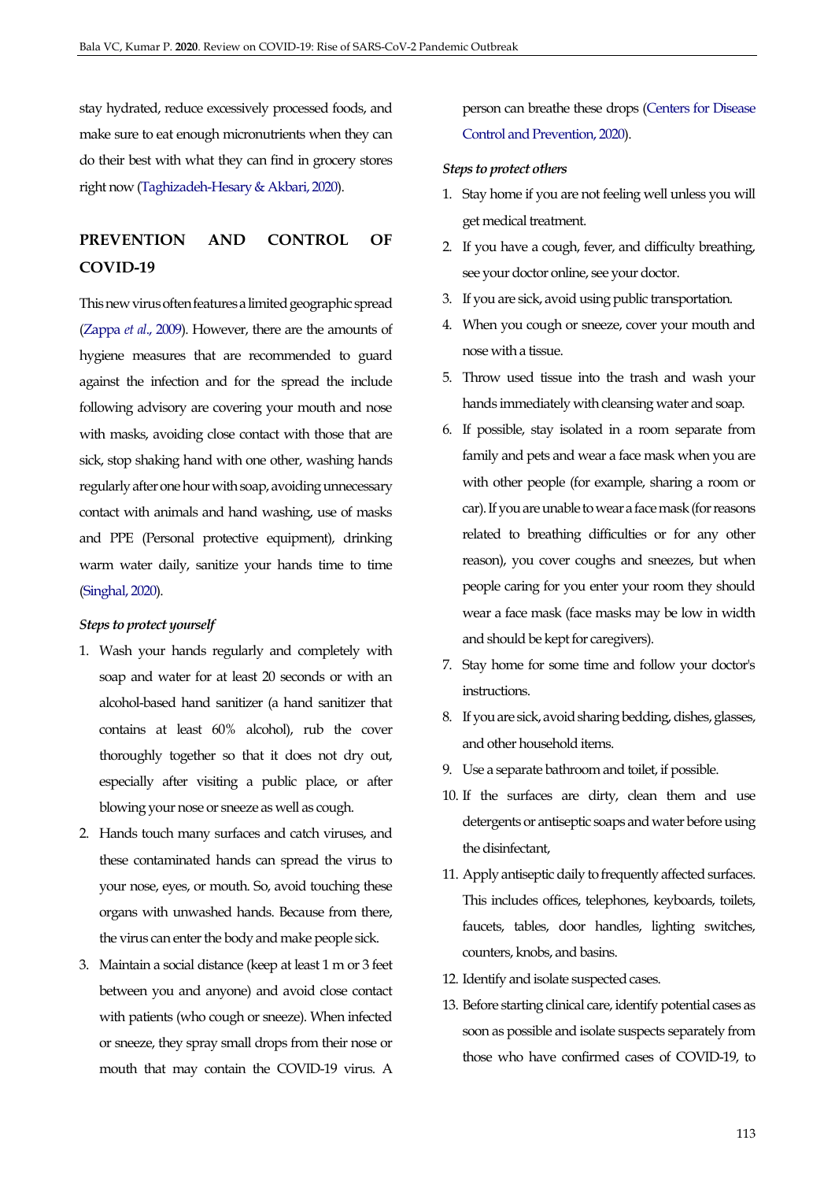stay hydrated, reduce excessively processed foods, and make sure to eat enough micronutrients when they can do their best with what they can find in grocery stores right now (Taghizadeh-Hesary & Akbari, 2020).

## PREVENTION AND CONTROL OF COVID-19

This new virus often features a limited geographic spread (Zappa *et al*., 2009). However, there are the amounts of hygiene measures that are recommended to guard against the infection and for the spread the include following advisory are covering your mouth and nose with masks, avoiding close contact with those that are sick, stop shaking hand with one other, washing hands regularly after one hour with soap, avoiding unnecessary contact with animals and hand washing, use of masks and PPE (Personal protective equipment), drinking warm water daily, sanitize your hands time to time (Singhal, 2020).

***Steps to protect yourself***

1. Wash your hands regularly and completely with soap and water for at least 20 seconds or with an alcohol-based hand sanitizer (a hand sanitizer that contains at least 60% alcohol), rub the cover thoroughly together so that it does not dry out, especially after visiting a public place, or after blowing your nose or sneeze as well as cough.
2. Hands touch many surfaces and catch viruses, and these contaminated hands can spread the virus to your nose, eyes, or mouth. So, avoid touching these organs with unwashed hands. Because from there, the virus can enter the body and make people sick.
3. Maintain a social distance (keep at least 1 m or 3 feet between you and anyone) and avoid close contact with patients (who cough or sneeze). When infected or sneeze, they spray small drops from their nose or mouth that may contain the COVID-19 virus. A person can breathe these drops (Centers for Disease Control and Prevention, 2020).

***Steps to protect others***

1. Stay home if you are not feeling well unless you will get medical treatment.
2. If you have a cough, fever, and difficulty breathing, see your doctor online, see your doctor.
3. If you are sick, avoid using public transportation.
4. When you cough or sneeze, cover your mouth and nose with a tissue.
5. Throw used tissue into the trash and wash your hands immediately with cleansing water and soap.
6. If possible, stay isolated in a room separate from family and pets and wear a face mask when you are with other people (for example, sharing a room or car). If you are unable to wear a face mask (for reasons related to breathing difficulties or for any other reason), you cover coughs and sneezes, but when people caring for you enter your room they should wear a face mask (face masks may be low in width and should be kept for caregivers).
7. Stay home for some time and follow your doctor's instructions.
8. If you are sick, avoid sharing bedding, dishes, glasses, and other household items.
9. Use a separate bathroom and toilet, if possible.
10. If the surfaces are dirty, clean them and use detergents or antiseptic soaps and water before using the disinfectant,
11. Apply antiseptic daily to frequently affected surfaces. This includes offices, telephones, keyboards, toilets, faucets, tables, door handles, lighting switches, counters, knobs, and basins.
12. Identify and isolate suspected cases.
13. Before starting clinical care, identify potential cases as soon as possible and isolate suspects separately from those who have confirmed cases of COVID-19, to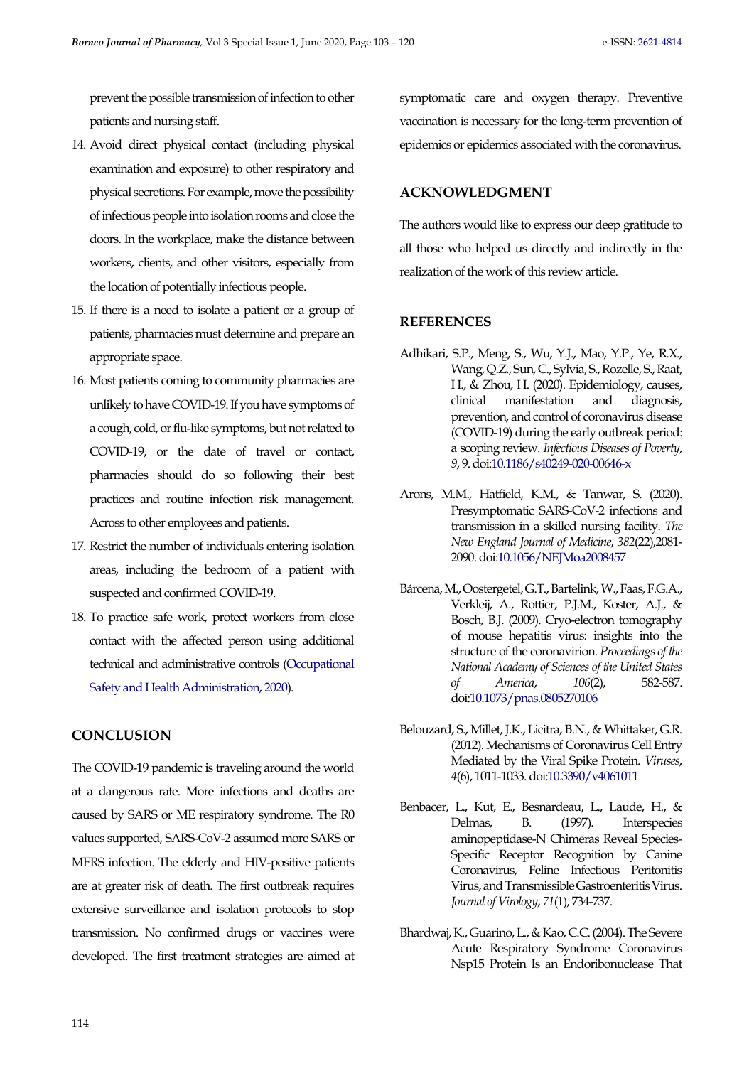prevent the possible transmission of infection to other patients and nursing staff.

14. Avoid direct physical contact (including physical examination and exposure) to other respiratory and physical secretions. For example, move the possibility of infectious people into isolation rooms and close the doors. In the workplace, make the distance between workers, clients, and other visitors, especially from the location of potentially infectious people.
15. If there is a need to isolate a patient or a group of patients, pharmacies must determine and prepare an appropriate space.
16. Most patients coming to community pharmacies are unlikely to have COVID-19. If you have symptoms of a cough, cold, or flu-like symptoms, but not related to COVID-19, or the date of travel or contact, pharmacies should do so following their best practices and routine infection risk management. Across to other employees and patients.
17. Restrict the number of individuals entering isolation areas, including the bedroom of a patient with suspected and confirmed COVID-19.
18. To practice safe work, protect workers from close contact with the affected person using additional technical and administrative controls (Occupational Safety and Health Administration, 2020).

## CONCLUSION

The COVID-19 pandemic is traveling around the world at a dangerous rate. More infections and deaths are caused by SARS or ME respiratory syndrome. The R0 values supported, SARS-CoV-2 assumed more SARS or MERS infection. The elderly and HIV-positive patients are at greater risk of death. The first outbreak requires extensive surveillance and isolation protocols to stop transmission. No confirmed drugs or vaccines were developed. The first treatment strategies are aimed at symptomatic care and oxygen therapy. Preventive vaccination is necessary for the long-term prevention of epidemics or epidemics associated with the coronavirus.

## ACKNOWLEDGMENT

The authors would like to express our deep gratitude to all those who helped us directly and indirectly in the realization of the work of this review article.

## REFERENCES

Adhikari, S.P., Meng, S., Wu, Y.J., Mao, Y.P., Ye, R.X., Wang, Q.Z., Sun, C., Sylvia, S., Rozelle, S., Raat, H., & Zhou, H. (2020). Epidemiology, causes, clinical manifestation and diagnosis, prevention, and control of coronavirus disease (COVID-19) during the early outbreak period: a scoping review. *Infectious Diseases of Poverty*, *9*, 9. doi:10.1186/s40249-020-00646-x

Arons, M.M., Hatfield, K.M., & Tanwar, S. (2020). Presymptomatic SARS-CoV-2 infections and transmission in a skilled nursing facility. *The New England Journal of Medicine*, *382*(22),2081-2090. doi:10.1056/NEJMoa2008457

Bárcena, M., Oostergetel, G.T., Bartelink, W., Faas, F.G.A., Verkleij, A., Rottier, P.J.M., Koster, A.J., & Bosch, B.J. (2009). Cryo-electron tomography of mouse hepatitis virus: insights into the structure of the coronavirion. *Proceedings of the National Academy of Sciences of the United States of America*, *106*(2), 582-587. doi:10.1073/pnas.0805270106

Belouzard, S., Millet, J.K., Licitra, B.N., & Whittaker, G.R. (2012). Mechanisms of Coronavirus Cell Entry Mediated by the Viral Spike Protein. *Viruses*, *4*(6), 1011-1033. doi:10.3390/v4061011

Benbacer, L., Kut, E., Besnardeau, L., Laude, H., & Delmas, B. (1997). Interspecies aminopeptidase-N Chimeras Reveal Species-Specific Receptor Recognition by Canine Coronavirus, Feline Infectious Peritonitis Virus, and Transmissible Gastroenteritis Virus. *Journal of Virology*, *71*(1), 734-737.

Bhardwaj, K., Guarino, L., & Kao, C.C. (2004). The Severe Acute Respiratory Syndrome Coronavirus Nsp15 Protein Is an Endoribonuclease That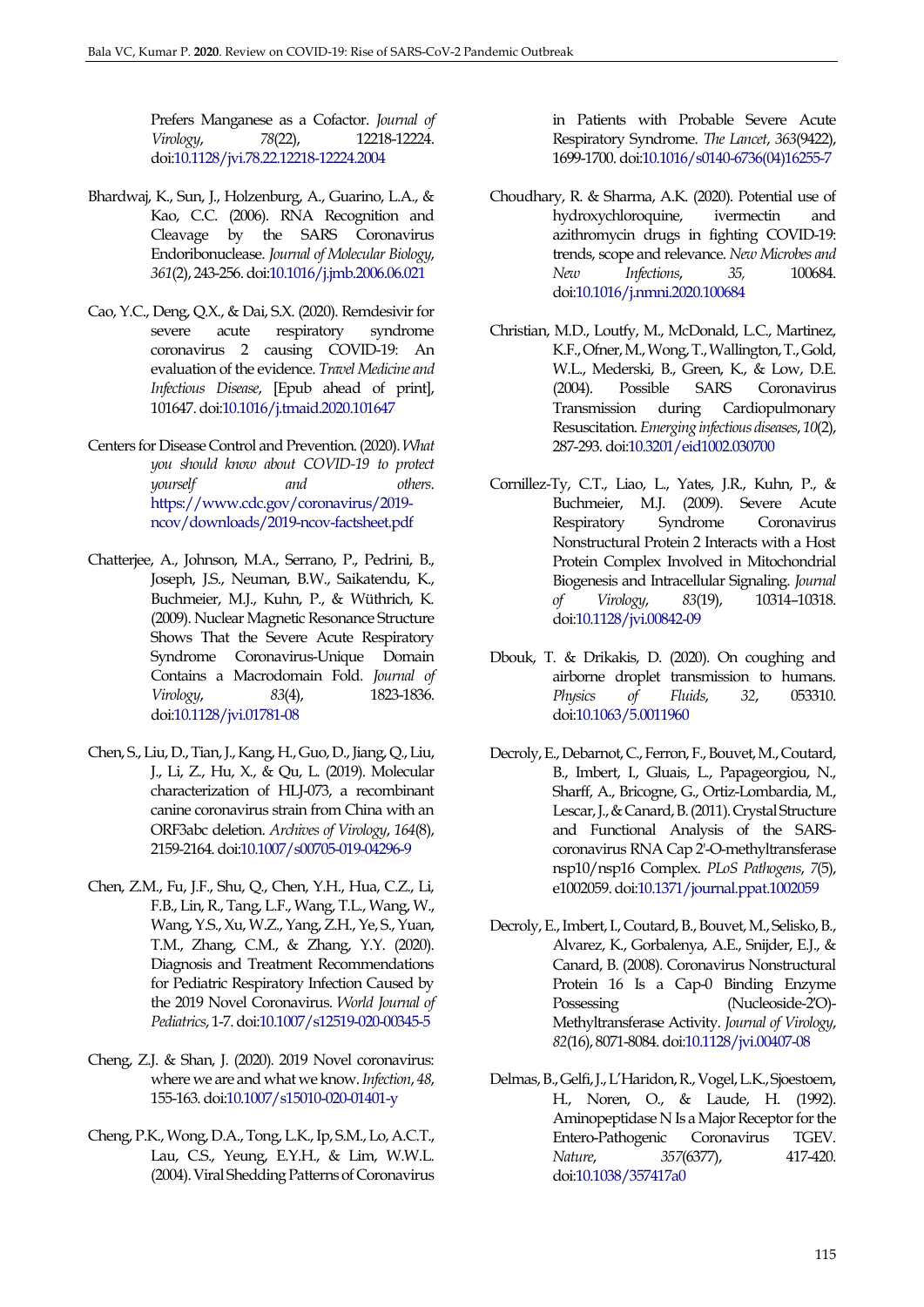Prefers Manganese as a Cofactor. *Journal of Virology*, *78*(22), 12218-12224. doi:10.1128/jvi.78.22.12218-12224.2004

Bhardwaj, K., Sun, J., Holzenburg, A., Guarino, L.A., & Kao, C.C. (2006). RNA Recognition and Cleavage by the SARS Coronavirus Endoribonuclease. *Journal of Molecular Biology*, *361*(2), 243-256. doi:10.1016/j.jmb.2006.06.021

Cao, Y.C., Deng, Q.X., & Dai, S.X. (2020). Remdesivir for severe acute respiratory syndrome coronavirus 2 causing COVID-19: An evaluation of the evidence. *Travel Medicine and Infectious Disease*, [Epub ahead of print], 101647. doi:10.1016/j.tmaid.2020.101647

Centers for Disease Control and Prevention. (2020). *What you should know about COVID-19 to protect yourself and others*. https://www.cdc.gov/coronavirus/2019-ncov/downloads/2019-ncov-factsheet.pdf

Chatterjee, A., Johnson, M.A., Serrano, P., Pedrini, B., Joseph, J.S., Neuman, B.W., Saikatendu, K., Buchmeier, M.J., Kuhn, P., & Wüthrich, K. (2009). Nuclear Magnetic Resonance Structure Shows That the Severe Acute Respiratory Syndrome Coronavirus-Unique Domain Contains a Macrodomain Fold. *Journal of Virology*, *83*(4), 1823-1836. doi:10.1128/jvi.01781-08

Chen, S., Liu, D., Tian, J., Kang, H., Guo, D., Jiang, Q., Liu, J., Li, Z., Hu, X., & Qu, L. (2019). Molecular characterization of HLJ-073, a recombinant canine coronavirus strain from China with an ORF3abc deletion. *Archives of Virology*, *164*(8), 2159-2164. doi:10.1007/s00705-019-04296-9

Chen, Z.M., Fu, J.F., Shu, Q., Chen, Y.H., Hua, C.Z., Li, F.B., Lin, R., Tang, L.F., Wang, T.L., Wang, W., Wang, Y.S., Xu, W.Z., Yang, Z.H., Ye, S., Yuan, T.M., Zhang, C.M., & Zhang, Y.Y. (2020). Diagnosis and Treatment Recommendations for Pediatric Respiratory Infection Caused by the 2019 Novel Coronavirus. *World Journal of Pediatrics*, 1-7. doi:10.1007/s12519-020-00345-5

Cheng, Z.J. & Shan, J. (2020). 2019 Novel coronavirus: where we are and what we know. *Infection*, *48*, 155-163. doi:10.1007/s15010-020-01401-y

Cheng, P.K., Wong, D.A., Tong, L.K., Ip, S.M., Lo, A.C.T., Lau, C.S., Yeung, E.Y.H., & Lim, W.W.L. (2004). Viral Shedding Patterns of Coronavirus in Patients with Probable Severe Acute Respiratory Syndrome. *The Lancet*, *363*(9422), 1699-1700. doi:10.1016/s0140-6736(04)16255-7

Choudhary, R. & Sharma, A.K. (2020). Potential use of hydroxychloroquine, ivermectin and azithromycin drugs in fighting COVID-19: trends, scope and relevance. *New Microbes and New Infections*, *35*, 100684. doi:10.1016/j.nmni.2020.100684

Christian, M.D., Loutfy, M., McDonald, L.C., Martinez, K.F., Ofner, M., Wong, T., Wallington, T., Gold, W.L., Mederski, B., Green, K., & Low, D.E. (2004). Possible SARS Coronavirus Transmission during Cardiopulmonary Resuscitation. *Emerging infectious diseases*, *10*(2), 287-293. doi:10.3201/eid1002.030700

Cornillez-Ty, C.T., Liao, L., Yates, J.R., Kuhn, P., & Buchmeier, M.J. (2009). Severe Acute Respiratory Syndrome Coronavirus Nonstructural Protein 2 Interacts with a Host Protein Complex Involved in Mitochondrial Biogenesis and Intracellular Signaling. *Journal of Virology*, *83*(19), 10314–10318. doi:10.1128/jvi.00842-09

Dbouk, T. & Drikakis, D. (2020). On coughing and airborne droplet transmission to humans. *Physics of Fluids*, *32*, 053310. doi:10.1063/5.0011960

Decroly, E., Debarnot, C., Ferron, F., Bouvet, M., Coutard, B., Imbert, I., Gluais, L., Papageorgiou, N., Sharff, A., Bricogne, G., Ortiz-Lombardia, M., Lescar, J., & Canard, B. (2011). Crystal Structure and Functional Analysis of the SARS-coronavirus RNA Cap 2'-O-methyltransferase nsp10/nsp16 Complex. *PLoS Pathogens*, *7*(5), e1002059. doi:10.1371/journal.ppat.1002059

Decroly, E., Imbert, I., Coutard, B., Bouvet, M., Selisko, B., Alvarez, K., Gorbalenya, A.E., Snijder, E.J., & Canard, B. (2008). Coronavirus Nonstructural Protein 16 Is a Cap-0 Binding Enzyme Possessing (Nucleoside-2'O)-Methyltransferase Activity. *Journal of Virology*, *82*(16), 8071-8084. doi:10.1128/jvi.00407-08

Delmas, B., Gelfi, J., L'Haridon, R., Vogel, L.K., Sjoestoem, H., Noren, O., & Laude, H. (1992). Aminopeptidase N Is a Major Receptor for the Entero-Pathogenic Coronavirus TGEV. *Nature*, *357*(6377), 417-420. doi:10.1038/357417a0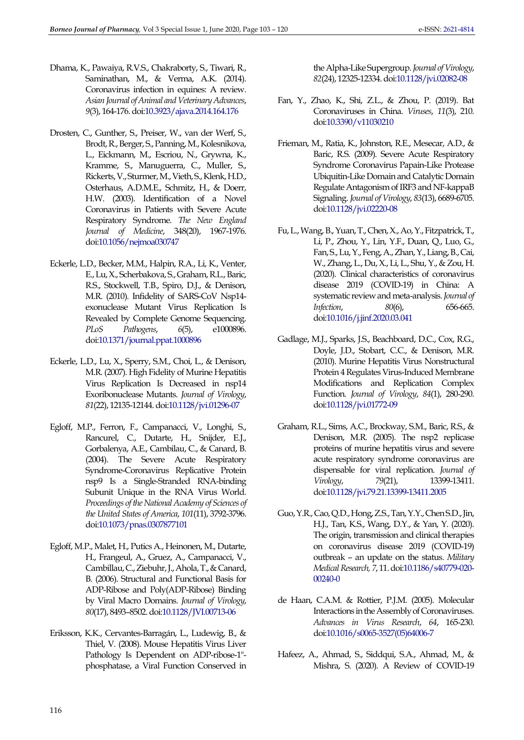Dhama, K., Pawaiya, R.V.S., Chakraborty, S., Tiwari, R., Saminathan, M., & Verma, A.K. (2014). Coronavirus infection in equines: A review. *Asian Journal of Animal and Veterinary Advances*, *9*(3), 164-176. doi:10.3923/ajava.2014.164.176

Drosten, C., Gunther, S., Preiser, W., van der Werf, S., Brodt, R., Berger, S., Panning, M., Kolesnikova, L., Eickmann, M., Escriou, N., Grywna, K., Kramme, S., Manuguerra, C., Muller, S., Rickerts, V., Sturmer, M., Vieth, S., Klenk, H.D., Osterhaus, A.D.M.E., Schmitz, H., & Doerr, H.W. (2003). Identification of a Novel Coronavirus in Patients with Severe Acute Respiratory Syndrome. *The New England Journal of Medicine*, 348(20), 1967-1976. doi:10.1056/nejmoa030747

Eckerle, L.D., Becker, M.M., Halpin, R.A., Li, K., Venter, E., Lu, X., Scherbakova, S., Graham, R.L., Baric, R.S., Stockwell, T.B., Spiro, D.J., & Denison, M.R. (2010). Infidelity of SARS-CoV Nsp14-exonuclease Mutant Virus Replication Is Revealed by Complete Genome Sequencing. *PLoS Pathogens*, *6*(5), e1000896. doi:10.1371/journal.ppat.1000896

Eckerle, L.D., Lu, X., Sperry, S.M., Choi, L., & Denison, M.R. (2007). High Fidelity of Murine Hepatitis Virus Replication Is Decreased in nsp14 Exoribonuclease Mutants. *Journal of Virology*, *81*(22), 12135-12144. doi:10.1128/jvi.01296-07

Egloff, M.P., Ferron, F., Campanacci, V., Longhi, S., Rancurel, C., Dutarte, H., Snijder, E.J., Gorbalenya, A.E., Cambilau, C., & Canard, B. (2004). The Severe Acute Respiratory Syndrome-Coronavirus Replicative Protein nsp9 Is a Single-Stranded RNA-binding Subunit Unique in the RNA Virus World. *Proceedings of the National Academy of Sciences of the United States of America*, *101*(11), 3792-3796. doi:10.1073/pnas.0307877101

Egloff, M.P., Malet, H., Putics A., Heinonen, M., Dutarte, H., Frangeul, A., Gruez, A., Campanacci, V., Cambillau, C., Ziebuhr, J., Ahola, T., & Canard, B. (2006). Structural and Functional Basis for ADP-Ribose and Poly(ADP-Ribose) Binding by Viral Macro Domains. *Journal of Virology*, *80*(17), 8493–8502. doi:10.1128/JVI.00713-06

Eriksson, K.K., Cervantes-Barragán, L., Ludewig, B., & Thiel, V. (2008). Mouse Hepatitis Virus Liver Pathology Is Dependent on ADP-ribose-1"-phosphatase, a Viral Function Conserved in the Alpha-Like Supergroup. *Journal of Virology*, *82*(24), 12325-12334. doi:10.1128/jvi.02082-08

Fan, Y., Zhao, K., Shi, Z.L., & Zhou, P. (2019). Bat Coronaviruses in China. *Viruses*, *11*(3), 210. doi:10.3390/v11030210

Frieman, M., Ratia, K., Johnston, R.E., Mesecar, A.D., & Baric, R.S. (2009). Severe Acute Respiratory Syndrome Coronavirus Papain-Like Protease Ubiquitin-Like Domain and Catalytic Domain Regulate Antagonism of IRF3 and NF-kappaB Signaling. *Journal of Virology*, *83*(13), 6689-6705. doi:10.1128/jvi.02220-08

Fu, L., Wang, B., Yuan, T., Chen, X., Ao, Y., Fitzpatrick, T., Li, P., Zhou, Y., Lin, Y.F., Duan, Q., Luo, G., Fan, S., Lu, Y., Feng, A., Zhan, Y., Liang, B., Cai, W., Zhang, L., Du, X., Li, L., Shu, Y., & Zou, H. (2020). Clinical characteristics of coronavirus disease 2019 (COVID-19) in China: A systematic review and meta-analysis. *Journal of Infection*, *80*(6), 656-665. doi:10.1016/j.jinf.2020.03.041

Gadlage, M.J., Sparks, J.S., Beachboard, D.C., Cox, R.G., Doyle, J.D., Stobart, C.C., & Denison, M.R. (2010). Murine Hepatitis Virus Nonstructural Protein 4 Regulates Virus-Induced Membrane Modifications and Replication Complex Function. *Journal of Virology*, *84*(1), 280-290. doi:10.1128/jvi.01772-09

Graham, R.L., Sims, A.C., Brockway, S.M., Baric, R.S., & Denison, M.R. (2005). The nsp2 replicase proteins of murine hepatitis virus and severe acute respiratory syndrome coronavirus are dispensable for viral replication. *Journal of Virology*, *79*(21), 13399-13411. doi:10.1128/jvi.79.21.13399-13411.2005

Guo, Y.R., Cao, Q.D., Hong, Z.S., Tan, Y.Y., Chen S.D., Jin, H.J., Tan, K.S., Wang, D.Y., & Yan, Y. (2020). The origin, transmission and clinical therapies on coronavirus disease 2019 (COVID-19) outbreak – an update on the status. *Military Medical Research*, *7*, 11. doi:10.1186/s40779-020-00240-0

de Haan, C.A.M. & Rottier, P.J.M. (2005). Molecular Interactions in the Assembly of Coronaviruses. *Advances in Virus Research*, *64*, 165-230. doi:10.1016/s0065-3527(05)64006-7

Hafeez, A., Ahmad, S., Siddqui, S.A., Ahmad, M., & Mishra, S. (2020). A Review of COVID-19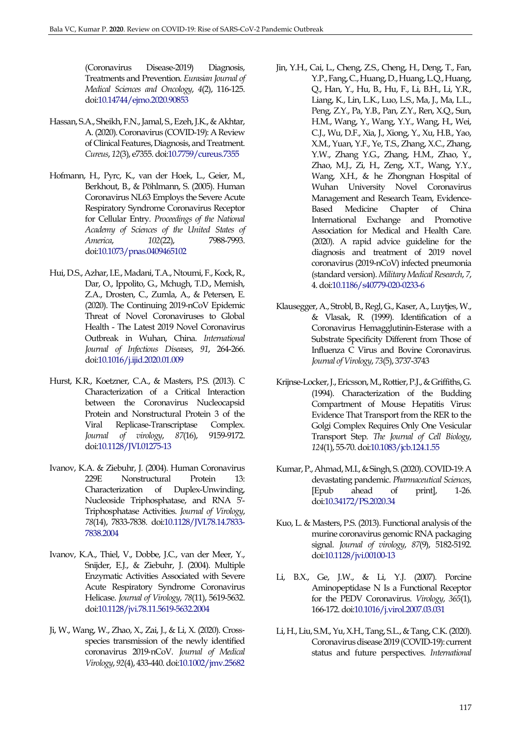(Coronavirus Disease-2019) Diagnosis, Treatments and Prevention. *Eurasian Journal of Medical Sciences and Oncology*, *4*(2), 116-125. doi:10.14744/ejmo.2020.90853

Hassan, S.A., Sheikh, F.N., Jamal, S., Ezeh, J.K., & Akhtar, A. (2020). Coronavirus (COVID-19): A Review of Clinical Features, Diagnosis, and Treatment. *Cureus*, *12*(3), e7355. doi:10.7759/cureus.7355

Hofmann, H., Pyrc, K., van der Hoek, L., Geier, M., Berkhout, B., & Pöhlmann, S. (2005). Human Coronavirus NL63 Employs the Severe Acute Respiratory Syndrome Coronavirus Receptor for Cellular Entry. *Proceedings of the National Academy of Sciences of the United States of America*, *102*(22), 7988-7993. doi:10.1073/pnas.0409465102

Hui, D.S., Azhar, I.E., Madani, T.A., Ntoumi, F., Kock, R., Dar, O., Ippolito, G., Mchugh, T.D., Memish, Z.A., Drosten, C., Zumla, A., & Petersen, E. (2020). The Continuing 2019-nCoV Epidemic Threat of Novel Coronaviruses to Global Health - The Latest 2019 Novel Coronavirus Outbreak in Wuhan, China. *International Journal of Infectious Diseases*, *91*, 264-266. doi:10.1016/j.ijid.2020.01.009

Hurst, K.R., Koetzner, C.A., & Masters, P.S. (2013). C Characterization of a Critical Interaction between the Coronavirus Nucleocapsid Protein and Nonstructural Protein 3 of the Viral Replicase-Transcriptase Complex. *Journal of virology*, *87*(16), 9159-9172. doi:10.1128/JVI.01275-13

Ivanov, K.A. & Ziebuhr, J. (2004). Human Coronavirus 229E Nonstructural Protein 13: Characterization of Duplex-Unwinding, Nucleoside Triphosphatase, and RNA 5′-Triphosphatase Activities. *Journal of Virology*, *78*(14), 7833-7838. doi:10.1128/JVI.78.14.7833-7838.2004

Ivanov, K.A., Thiel, V., Dobbe, J.C., van der Meer, Y., Snijder, E.J., & Ziebuhr, J. (2004). Multiple Enzymatic Activities Associated with Severe Acute Respiratory Syndrome Coronavirus Helicase. *Journal of Virology*, *78*(11), 5619-5632. doi:10.1128/jvi.78.11.5619-5632.2004

Ji, W., Wang, W., Zhao, X., Zai, J., & Li, X. (2020). Cross-species transmission of the newly identified coronavirus 2019-nCoV. *Journal of Medical Virology*, *92*(4), 433-440. doi:10.1002/jmv.25682

Jin, Y.H., Cai, L., Cheng, Z.S., Cheng, H., Deng, T., Fan, Y.P., Fang, C., Huang, D., Huang, L.Q., Huang, Q., Han, Y., Hu, B., Hu, F., Li, B.H., Li, Y.R., Liang, K., Lin, L.K., Luo, L.S., Ma, J., Ma, L.L., Peng, Z.Y., Pa, Y.B., Pan, Z.Y., Ren, X.Q., Sun, H.M., Wang, Y., Wang, Y.Y., Wang, H., Wei, C.J., Wu, D.F., Xia, J., Xiong, Y., Xu, H.B., Yao, X.M., Yuan, Y.F., Ye, T.S., Zhang, X.C., Zhang, Y.W., Zhang Y.G., Zhang, H.M., Zhao, Y., Zhao, M.J., Zi, H., Zeng, X.T., Wang, Y.Y., Wang, X.H., & he Zhongnan Hospital of Wuhan University Novel Coronavirus Management and Research Team, Evidence-Based Medicine Chapter of China International Exchange and Promotive Association for Medical and Health Care. (2020). A rapid advice guideline for the diagnosis and treatment of 2019 novel coronavirus (2019-nCoV) infected pneumonia (standard version). *Military Medical Research*, *7*, 4. doi:10.1186/s40779-020-0233-6

Klausegger, A., Strobl, B., Regl, G., Kaser, A., Luytjes, W., & Vlasak, R. (1999). Identification of a Coronavirus Hemagglutinin-Esterase with a Substrate Specificity Different from Those of Influenza C Virus and Bovine Coronavirus. *Journal of Virology*, *73*(5), 3737-3743

Krijnse-Locker, J., Ericsson, M., Rottier, P.J., & Griffiths, G. (1994). Characterization of the Budding Compartment of Mouse Hepatitis Virus: Evidence That Transport from the RER to the Golgi Complex Requires Only One Vesicular Transport Step. *The Journal of Cell Biology*, *124*(1), 55-70. doi:10.1083/jcb.124.1.55

Kumar, P., Ahmad, M.I., & Singh, S. (2020). COVID-19: A devastating pandemic. *Pharmaceutical Sciences*, [Epub ahead of print], 1-26. doi:10.34172/PS.2020.34

Kuo, L. & Masters, P.S. (2013). Functional analysis of the murine coronavirus genomic RNA packaging signal. *Journal of virology*, *87*(9), 5182-5192. doi:10.1128/jvi.00100-13

Li, B.X., Ge, J.W., & Li, Y.J. (2007). Porcine Aminopeptidase N Is a Functional Receptor for the PEDV Coronavirus. *Virology*, *365*(1), 166-172. doi:10.1016/j.virol.2007.03.031

Li, H., Liu, S.M., Yu, X.H., Tang, S.L., & Tang, C.K. (2020). Coronavirus disease 2019 (COVID-19): current status and future perspectives. *International*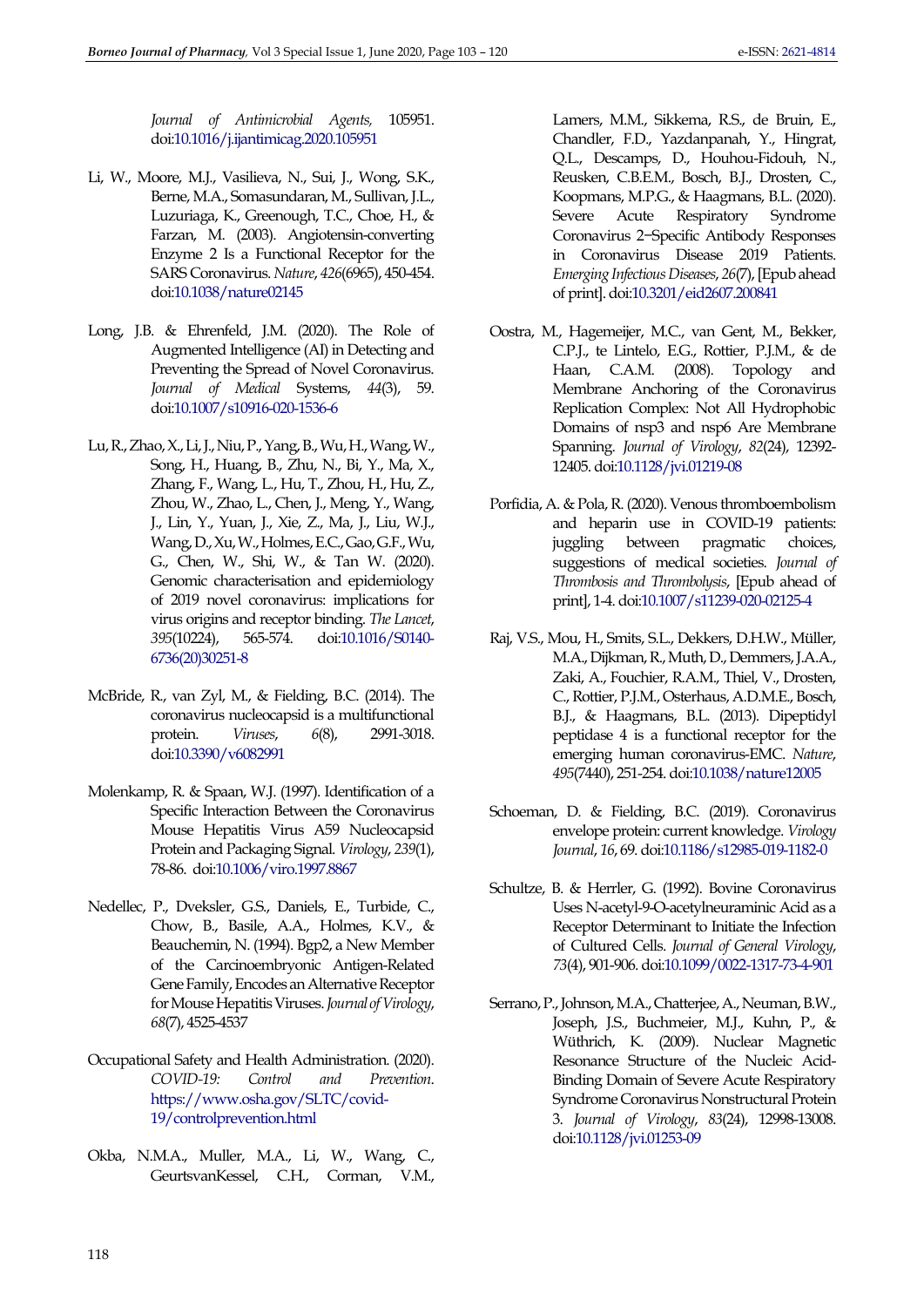*Journal of Antimicrobial Agents,* 105951. doi:10.1016/j.ijantimicag.2020.105951

Li, W., Moore, M.J., Vasilieva, N., Sui, J., Wong, S.K., Berne, M.A., Somasundaran, M., Sullivan, J.L., Luzuriaga, K., Greenough, T.C., Choe, H., & Farzan, M. (2003). Angiotensin-converting Enzyme 2 Is a Functional Receptor for the SARS Coronavirus. *Nature*, *426*(6965), 450-454. doi:10.1038/nature02145

Long, J.B. & Ehrenfeld, J.M. (2020). The Role of Augmented Intelligence (AI) in Detecting and Preventing the Spread of Novel Coronavirus. *Journal of Medical* Systems, *44*(3), 59. doi:10.1007/s10916-020-1536-6

Lu, R., Zhao, X., Li, J., Niu, P., Yang, B., Wu, H., Wang, W., Song, H., Huang, B., Zhu, N., Bi, Y., Ma, X., Zhang, F., Wang, L., Hu, T., Zhou, H., Hu, Z., Zhou, W., Zhao, L., Chen, J., Meng, Y., Wang, J., Lin, Y., Yuan, J., Xie, Z., Ma, J., Liu, W.J., Wang, D., Xu, W., Holmes, E.C., Gao, G.F., Wu, G., Chen, W., Shi, W., & Tan W. (2020). Genomic characterisation and epidemiology of 2019 novel coronavirus: implications for virus origins and receptor binding. *The Lancet*, *395*(10224), 565-574. doi:10.1016/S0140-6736(20)30251-8

McBride, R., van Zyl, M., & Fielding, B.C. (2014). The coronavirus nucleocapsid is a multifunctional protein. *Viruses*, *6*(8), 2991-3018. doi:10.3390/v6082991

Molenkamp, R. & Spaan, W.J. (1997). Identification of a Specific Interaction Between the Coronavirus Mouse Hepatitis Virus A59 Nucleocapsid Protein and Packaging Signal. *Virology*, *239*(1), 78-86. doi:10.1006/viro.1997.8867

Nedellec, P., Dveksler, G.S., Daniels, E., Turbide, C., Chow, B., Basile, A.A., Holmes, K.V., & Beauchemin, N. (1994). Bgp2, a New Member of the Carcinoembryonic Antigen-Related Gene Family, Encodes an Alternative Receptor for Mouse Hepatitis Viruses. *Journal of Virology*, *68*(7), 4525-4537

Occupational Safety and Health Administration. (2020). *COVID-19: Control and Prevention*. https://www.osha.gov/SLTC/covid-19/controlprevention.html

Okba, N.M.A., Muller, M.A., Li, W., Wang, C., GeurtsvanKessel, C.H., Corman, V.M., Lamers, M.M., Sikkema, R.S., de Bruin, E., Chandler, F.D., Yazdanpanah, Y., Hingrat, Q.L., Descamps, D., Houhou-Fidouh, N., Reusken, C.B.E.M., Bosch, B.J., Drosten, C., Koopmans, M.P.G., & Haagmans, B.L. (2020). Severe Acute Respiratory Syndrome Coronavirus 2−Specific Antibody Responses in Coronavirus Disease 2019 Patients. *Emerging Infectious Diseases*, *26*(7), [Epub ahead of print]. doi:10.3201/eid2607.200841

Oostra, M., Hagemeijer, M.C., van Gent, M., Bekker, C.P.J., te Lintelo, E.G., Rottier, P.J.M., & de Haan, C.A.M. (2008). Topology and Membrane Anchoring of the Coronavirus Replication Complex: Not All Hydrophobic Domains of nsp3 and nsp6 Are Membrane Spanning. *Journal of Virology*, *82*(24), 12392-12405. doi:10.1128/jvi.01219-08

Porfidia, A. & Pola, R. (2020). Venous thromboembolism and heparin use in COVID-19 patients: juggling between pragmatic choices, suggestions of medical societies. *Journal of Thrombosis and Thrombolysis*, [Epub ahead of print], 1-4. doi:10.1007/s11239-020-02125-4

Raj, V.S., Mou, H., Smits, S.L., Dekkers, D.H.W., Müller, M.A., Dijkman, R., Muth, D., Demmers, J.A.A., Zaki, A., Fouchier, R.A.M., Thiel, V., Drosten, C., Rottier, P.J.M., Osterhaus, A.D.M.E., Bosch, B.J., & Haagmans, B.L. (2013). Dipeptidyl peptidase 4 is a functional receptor for the emerging human coronavirus-EMC. *Nature*, *495*(7440), 251-254. doi:10.1038/nature12005

Schoeman, D. & Fielding, B.C. (2019). Coronavirus envelope protein: current knowledge. *Virology Journal*, *16*, 69. doi:10.1186/s12985-019-1182-0

Schultze, B. & Herrler, G. (1992). Bovine Coronavirus Uses N-acetyl-9-O-acetylneuraminic Acid as a Receptor Determinant to Initiate the Infection of Cultured Cells. *Journal of General Virology*, *73*(4), 901-906. doi:10.1099/0022-1317-73-4-901

Serrano, P., Johnson, M.A., Chatterjee, A., Neuman, B.W., Joseph, J.S., Buchmeier, M.J., Kuhn, P., & Wüthrich, K. (2009). Nuclear Magnetic Resonance Structure of the Nucleic Acid-Binding Domain of Severe Acute Respiratory Syndrome Coronavirus Nonstructural Protein 3. *Journal of Virology*, *83*(24), 12998-13008. doi:10.1128/jvi.01253-09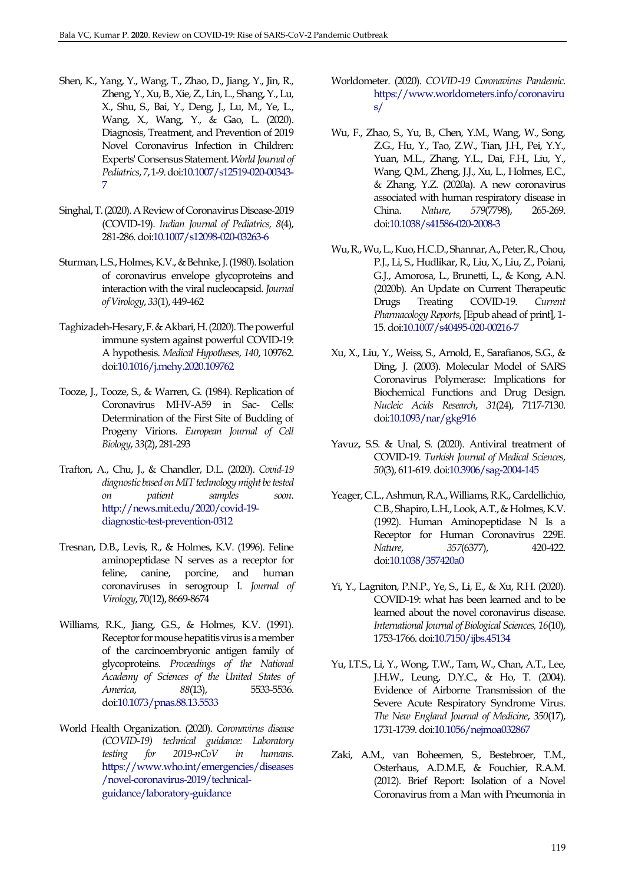Shen, K., Yang, Y., Wang, T., Zhao, D., Jiang, Y., Jin, R., Zheng, Y., Xu, B., Xie, Z., Lin, L., Shang, Y., Lu, X., Shu, S., Bai, Y., Deng, J., Lu, M., Ye, L., Wang, X., Wang, Y., & Gao, L. (2020). Diagnosis, Treatment, and Prevention of 2019 Novel Coronavirus Infection in Children: Experts' Consensus Statement. *World Journal of Pediatrics*, *7*, 1-9. doi:10.1007/s12519-020-00343-7

Singhal, T. (2020). A Review of Coronavirus Disease-2019 (COVID-19). *Indian Journal of Pediatrics, 8*(4), 281-286. doi:10.1007/s12098-020-03263-6

Sturman, L.S., Holmes, K.V., & Behnke, J. (1980). Isolation of coronavirus envelope glycoproteins and interaction with the viral nucleocapsid. *Journal of Virology*, *33*(1), 449-462

Taghizadeh-Hesary, F. & Akbari, H. (2020). The powerful immune system against powerful COVID-19: A hypothesis. *Medical Hypotheses*, *140*, 109762. doi:10.1016/j.mehy.2020.109762

Tooze, J., Tooze, S., & Warren, G. (1984). Replication of Coronavirus MHV-A59 in Sac- Cells: Determination of the First Site of Budding of Progeny Virions. *European Journal of Cell Biology*, *33*(2), 281-293

Trafton, A., Chu, J., & Chandler, D.L. (2020). *Covid-19 diagnostic based on MIT technology might be tested on patient samples soon*. http://news.mit.edu/2020/covid-19-diagnostic-test-prevention-0312

Tresnan, D.B., Levis, R., & Holmes, K.V. (1996). Feline aminopeptidase N serves as a receptor for feline, canine, porcine, and human coronaviruses in serogroup I. *Journal of Virology*, 70(12), 8669-8674

Williams, R.K., Jiang, G.S., & Holmes, K.V. (1991). Receptor for mouse hepatitis virus is a member of the carcinoembryonic antigen family of glycoproteins. *Proceedings of the National Academy of Sciences of the United States of America*, *88*(13), 5533-5536. doi:10.1073/pnas.88.13.5533

World Health Organization. (2020). *Coronavirus disease (COVID-19) technical guidance: Laboratory testing for 2019-nCoV in humans*. https://www.who.int/emergencies/diseases/novel-coronavirus-2019/technical-guidance/laboratory-guidance

Worldometer. (2020). *COVID-19 Coronavirus Pandemic*. https://www.worldometers.info/coronavirus/

Wu, F., Zhao, S., Yu, B., Chen, Y.M., Wang, W., Song, Z.G., Hu, Y., Tao, Z.W., Tian, J.H., Pei, Y.Y., Yuan, M.L., Zhang, Y.L., Dai, F.H., Liu, Y., Wang, Q.M., Zheng, J.J., Xu, L., Holmes, E.C., & Zhang, Y.Z. (2020a). A new coronavirus associated with human respiratory disease in China. *Nature*, *579*(7798), 265-269. doi:10.1038/s41586-020-2008-3

Wu, R., Wu, L., Kuo, H.C.D., Shannar, A., Peter, R., Chou, P.J., Li, S., Hudlikar, R., Liu, X., Liu, Z., Poiani, G.J., Amorosa, L., Brunetti, L., & Kong, A.N. (2020b). An Update on Current Therapeutic Drugs Treating COVID-19. *Current Pharmacology Reports*, [Epub ahead of print], 1-15. doi:10.1007/s40495-020-00216-7

Xu, X., Liu, Y., Weiss, S., Arnold, E., Sarafianos, S.G., & Ding, J. (2003). Molecular Model of SARS Coronavirus Polymerase: Implications for Biochemical Functions and Drug Design. *Nucleic Acids Research*, *31*(24), 7117-7130. doi:10.1093/nar/gkg916

Yavuz, S.S. & Unal, S. (2020). Antiviral treatment of COVID-19. *Turkish Journal of Medical Sciences*, *50*(3), 611-619. doi:10.3906/sag-2004-145

Yeager, C.L., Ashmun, R.A., Williams, R.K., Cardellichio, C.B., Shapiro, L.H., Look, A.T., & Holmes, K.V. (1992). Human Aminopeptidase N Is a Receptor for Human Coronavirus 229E. *Nature*, *357*(6377), 420-422. doi:10.1038/357420a0

Yi, Y., Lagniton, P.N.P., Ye, S., Li, E., & Xu, R.H. (2020). COVID-19: what has been learned and to be learned about the novel coronavirus disease. *International Journal of Biological Sciences, 16*(10), 1753-1766. doi:10.7150/ijbs.45134

Yu, I.T.S., Li, Y., Wong, T.W., Tam, W., Chan, A.T., Lee, J.H.W., Leung, D.Y.C., & Ho, T. (2004). Evidence of Airborne Transmission of the Severe Acute Respiratory Syndrome Virus. *The New England Journal of Medicine*, *350*(17), 1731-1739. doi:10.1056/nejmoa032867

Zaki, A.M., van Boheemen, S., Bestebroer, T.M., Osterhaus, A.D.M.E, & Fouchier, R.A.M. (2012). Brief Report: Isolation of a Novel Coronavirus from a Man with Pneumonia in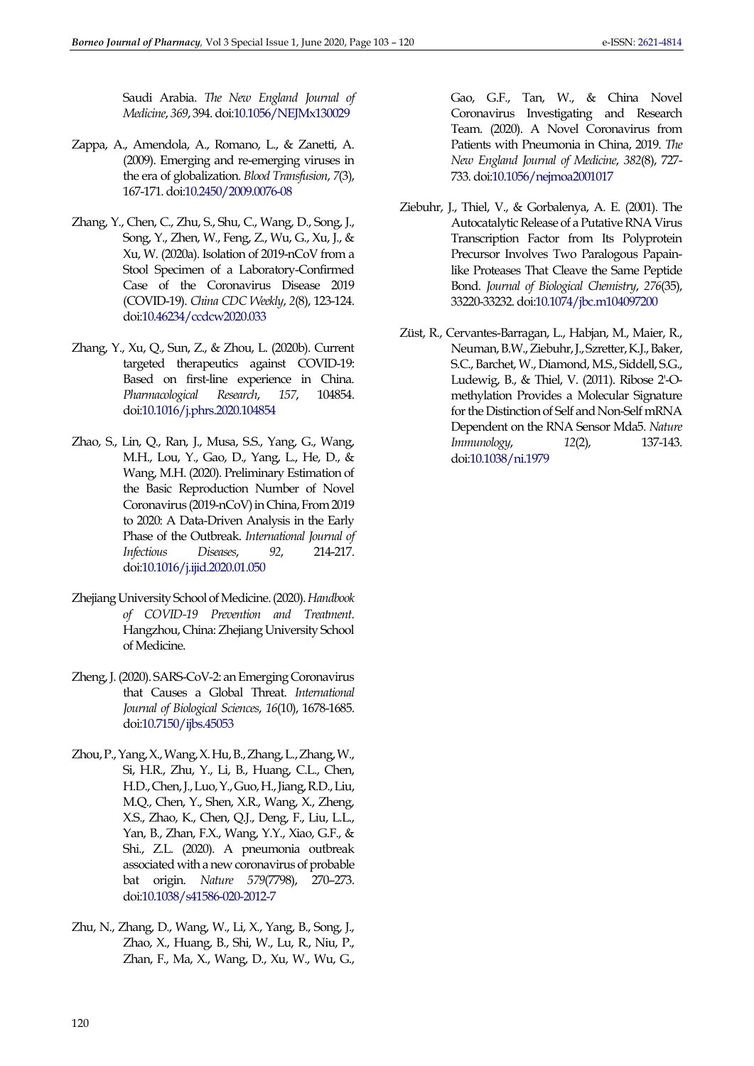Saudi Arabia. *The New England Journal of Medicine*, *369*, 394. doi:10.1056/NEJMx130029

Zappa, A., Amendola, A., Romano, L., & Zanetti, A. (2009). Emerging and re-emerging viruses in the era of globalization. *Blood Transfusion*, *7*(3), 167-171. doi:10.2450/2009.0076-08

Zhang, Y., Chen, C., Zhu, S., Shu, C., Wang, D., Song, J., Song, Y., Zhen, W., Feng, Z., Wu, G., Xu, J., & Xu, W. (2020a). Isolation of 2019-nCoV from a Stool Specimen of a Laboratory-Confirmed Case of the Coronavirus Disease 2019 (COVID-19). *China CDC Weekly*, *2*(8), 123-124. doi:10.46234/ccdcw2020.033

Zhang, Y., Xu, Q., Sun, Z., & Zhou, L. (2020b). Current targeted therapeutics against COVID-19: Based on first-line experience in China. *Pharmacological Research*, *157*, 104854. doi:10.1016/j.phrs.2020.104854

Zhao, S., Lin, Q., Ran, J., Musa, S.S., Yang, G., Wang, M.H., Lou, Y., Gao, D., Yang, L., He, D., & Wang, M.H. (2020). Preliminary Estimation of the Basic Reproduction Number of Novel Coronavirus (2019-nCoV) in China, From 2019 to 2020: A Data-Driven Analysis in the Early Phase of the Outbreak. *International Journal of Infectious Diseases*, *92*, 214-217. doi:10.1016/j.ijid.2020.01.050

Zhejiang University School of Medicine. (2020). *Handbook of COVID-19 Prevention and Treatment*. Hangzhou, China: Zhejiang University School of Medicine.

Zheng, J. (2020). SARS-CoV-2: an Emerging Coronavirus that Causes a Global Threat. *International Journal of Biological Sciences*, *16*(10), 1678-1685. doi:10.7150/ijbs.45053

Zhou, P., Yang, X., Wang, X. Hu, B., Zhang, L., Zhang, W., Si, H.R., Zhu, Y., Li, B., Huang, C.L., Chen, H.D., Chen, J., Luo, Y., Guo, H., Jiang, R.D., Liu, M.Q., Chen, Y., Shen, X.R., Wang, X., Zheng, X.S., Zhao, K., Chen, Q.J., Deng, F., Liu, L.L., Yan, B., Zhan, F.X., Wang, Y.Y., Xiao, G.F., & Shi., Z.L. (2020). A pneumonia outbreak associated with a new coronavirus of probable bat origin. *Nature 579*(7798), 270–273. doi:10.1038/s41586-020-2012-7

Zhu, N., Zhang, D., Wang, W., Li, X., Yang, B., Song, J., Zhao, X., Huang, B., Shi, W., Lu, R., Niu, P., Zhan, F., Ma, X., Wang, D., Xu, W., Wu, G., Gao, G.F., Tan, W., & China Novel Coronavirus Investigating and Research Team. (2020). A Novel Coronavirus from Patients with Pneumonia in China, 2019. *The New England Journal of Medicine*, *382*(8), 727-733. doi:10.1056/nejmoa2001017

Ziebuhr, J., Thiel, V., & Gorbalenya, A. E. (2001). The Autocatalytic Release of a Putative RNA Virus Transcription Factor from Its Polyprotein Precursor Involves Two Paralogous Papain-like Proteases That Cleave the Same Peptide Bond. *Journal of Biological Chemistry*, *276*(35), 33220-33232. doi:10.1074/jbc.m104097200

Züst, R., Cervantes-Barragan, L., Habjan, M., Maier, R., Neuman, B.W., Ziebuhr, J., Szretter, K.J., Baker, S.C., Barchet, W., Diamond, M.S., Siddell, S.G., Ludewig, B., & Thiel, V. (2011). Ribose 2'-O-methylation Provides a Molecular Signature for the Distinction of Self and Non-Self mRNA Dependent on the RNA Sensor Mda5. *Nature Immunology*, *12*(2), 137-143. doi:10.1038/ni.1979